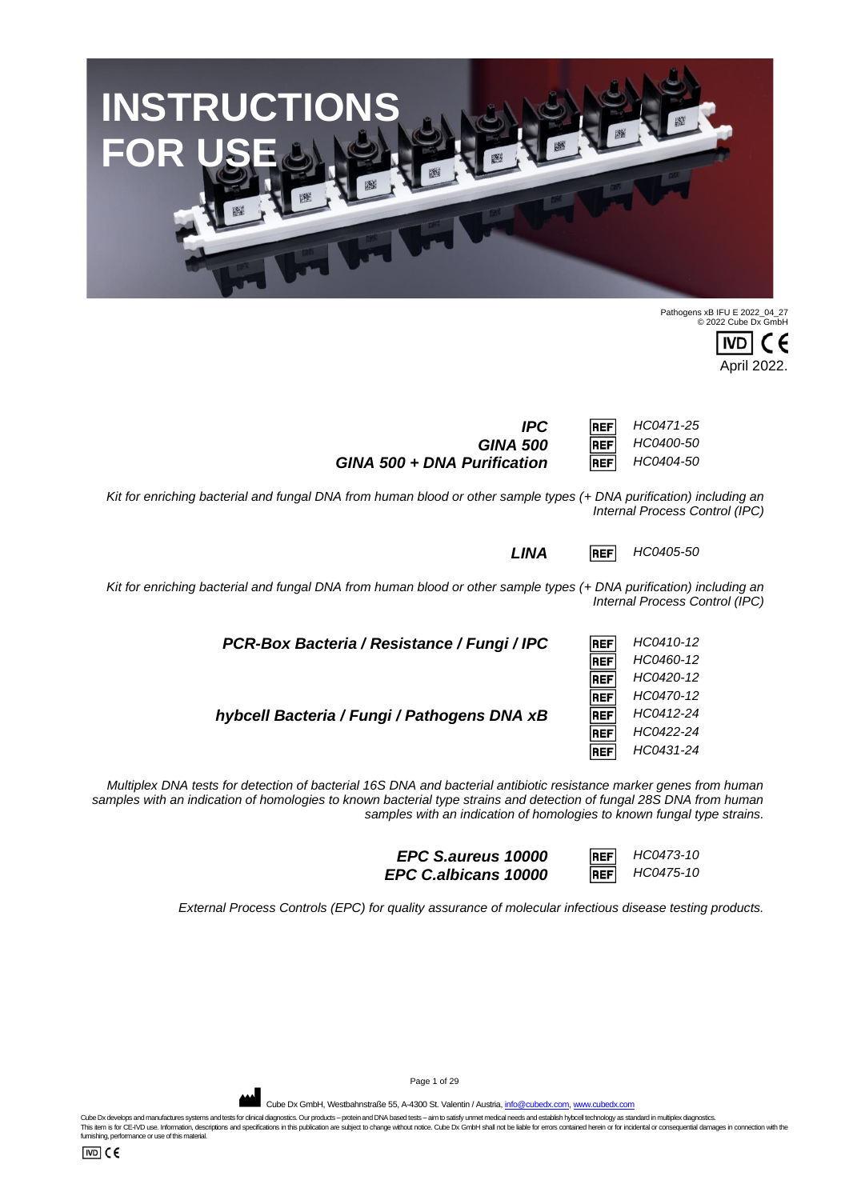# INSTRUCTIONS FOR USE

Pathogens xB IFU E 2022_04_27
© 2022 Cube Dx GmbH

IVD CE
April 2022.

| | | |
|---|---|---|
| ***IPC*** | REF | *HC0471-25* |
| ***GINA 500*** | REF | *HC0400-50* |
| ***GINA 500 + DNA Purification*** | REF | *HC0404-50* |

*Kit for enriching bacterial and fungal DNA from human blood or other sample types (+ DNA purification) including an Internal Process Control (IPC)*

| | | |
|---|---|---|
| ***LINA*** | REF | *HC0405-50* |

*Kit for enriching bacterial and fungal DNA from human blood or other sample types (+ DNA purification) including an Internal Process Control (IPC)*

| | | |
|---|---|---|
| ***PCR-Box Bacteria / Resistance / Fungi / IPC*** | REF | *HC0410-12* |
| | REF | *HC0460-12* |
| | REF | *HC0420-12* |
| | REF | *HC0470-12* |
| ***hybcell Bacteria / Fungi / Pathogens DNA xB*** | REF | *HC0412-24* |
| | REF | *HC0422-24* |
| | REF | *HC0431-24* |

*Multiplex DNA tests for detection of bacterial 16S DNA and bacterial antibiotic resistance marker genes from human samples with an indication of homologies to known bacterial type strains and detection of fungal 28S DNA from human samples with an indication of homologies to known fungal type strains.*

| | | |
|---|---|---|
| ***EPC S.aureus 10000*** | REF | *HC0473-10* |
| ***EPC C.albicans 10000*** | REF | *HC0475-10* |

*External Process Controls (EPC) for quality assurance of molecular infectious disease testing products.*

Cube Dx GmbH, Westbahnstraße 55, A-4300 St. Valentin / Austria, info@cubedx.com, www.cubedx.com

Cube Dx develops and manufactures systems and tests for clinical diagnostics. Our products – protein and DNA based tests – aim to satisfy unmet medical needs and establish hybcell technology as standard in multiplex diagnostics.
This item is for CE-IVD use. Information, descriptions and specifications in this publication are subject to change without notice. Cube Dx GmbH shall not be liable for errors contained herein or for incidental or consequential damages in connection with the furnishing, performance or use of this material.

IVD CE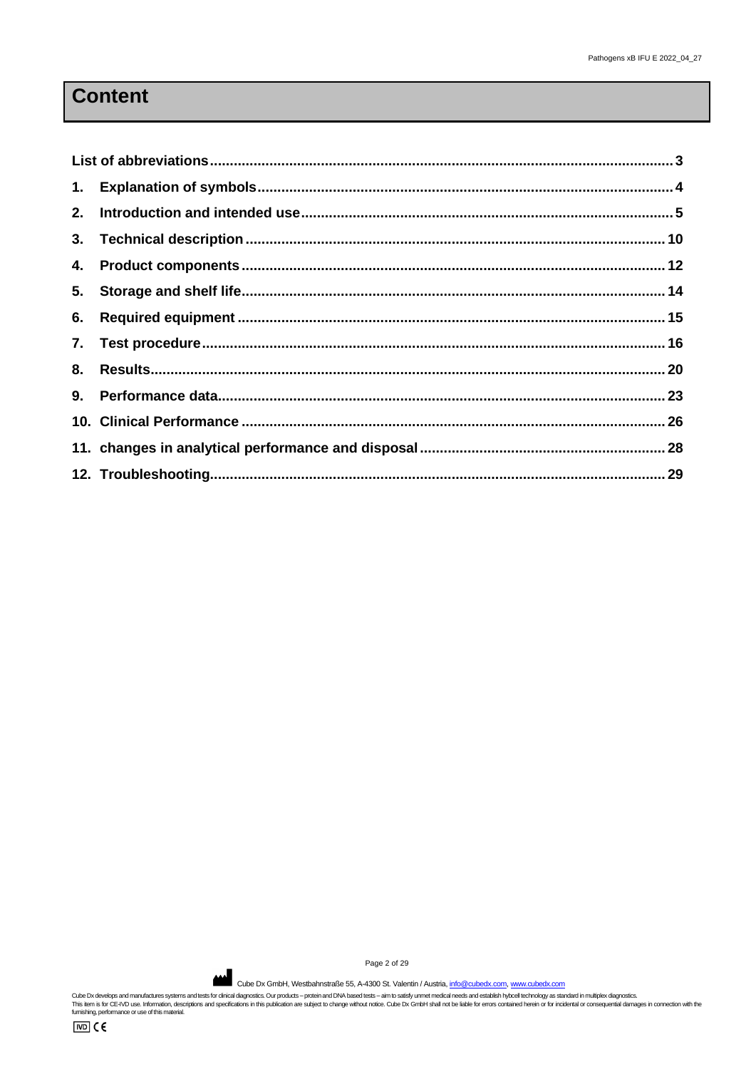# Content

| | |
|---|---|
| **List of abbreviations** | **3** |
| **1. Explanation of symbols** | **4** |
| **2. Introduction and intended use** | **5** |
| **3. Technical description** | **10** |
| **4. Product components** | **12** |
| **5. Storage and shelf life** | **14** |
| **6. Required equipment** | **15** |
| **7. Test procedure** | **16** |
| **8. Results** | **20** |
| **9. Performance data** | **23** |
| **10. Clinical Performance** | **26** |
| **11. changes in analytical performance and disposal** | **28** |
| **12. Troubleshooting** | **29** |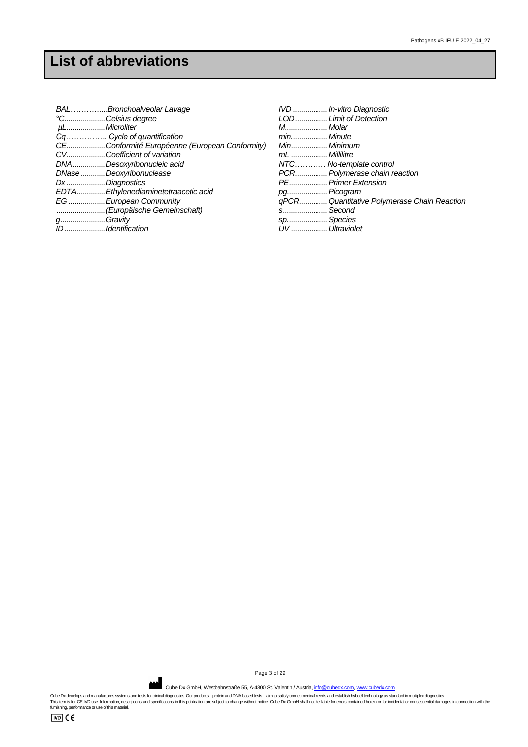# List of abbreviations

*BAL…………...Bronchoalveolar Lavage*
*°C....................Celsius degree*
*µL...................Microliter*
*Cq……………. Cycle of quantification*
*CE...................Conformité Européenne (European Conformity)*
*CV...................Coefficient of variation*
*DNA................Desoxyribonucleic acid*
*DNase ............Deoxyribonuclease*
*Dx ...................Diagnostics*
*EDTA..............Ethylenediaminetetraacetic acid*
*EG ..................European Community*
*.........................(Europäische Gemeinschaft)*
*g......................Gravity*
*ID....................Identification*
*IVD .................In-vitro Diagnostic*
*LOD................Limit of Detection*
*M.....................Molar*
*min..................Minute*
*Min..................Minimum*
*mL ..................Millilitre*
*NTC………… No-template control*
*PCR................Polymerase chain reaction*
*PE...................Primer Extension*
*pg....................Picogram*
*qPCR.............Quantitative Polymerase Chain Reaction*
*s......................Second*
*sp....................Species*
*UV ..................Ultraviolet*

Cube Dx GmbH, Westbahnstraße 55, A-4300 St. Valentin / Austria, info@cubedx.com, www.cubedx.com

Cube Dx develops and manufactures systems and tests for clinical diagnostics. Our products – protein and DNA based tests – aim to satisfy unmet medical needs and establish hybcell technology as standard in multiplex diagnostics.
This item is for CE-IVD use. Information, descriptions and specifications in this publication are subject to change without notice. Cube Dx GmbH shall not be liable for errors contained herein or for incidental or consequential damages in connection with the furnishing, performance or use of this material.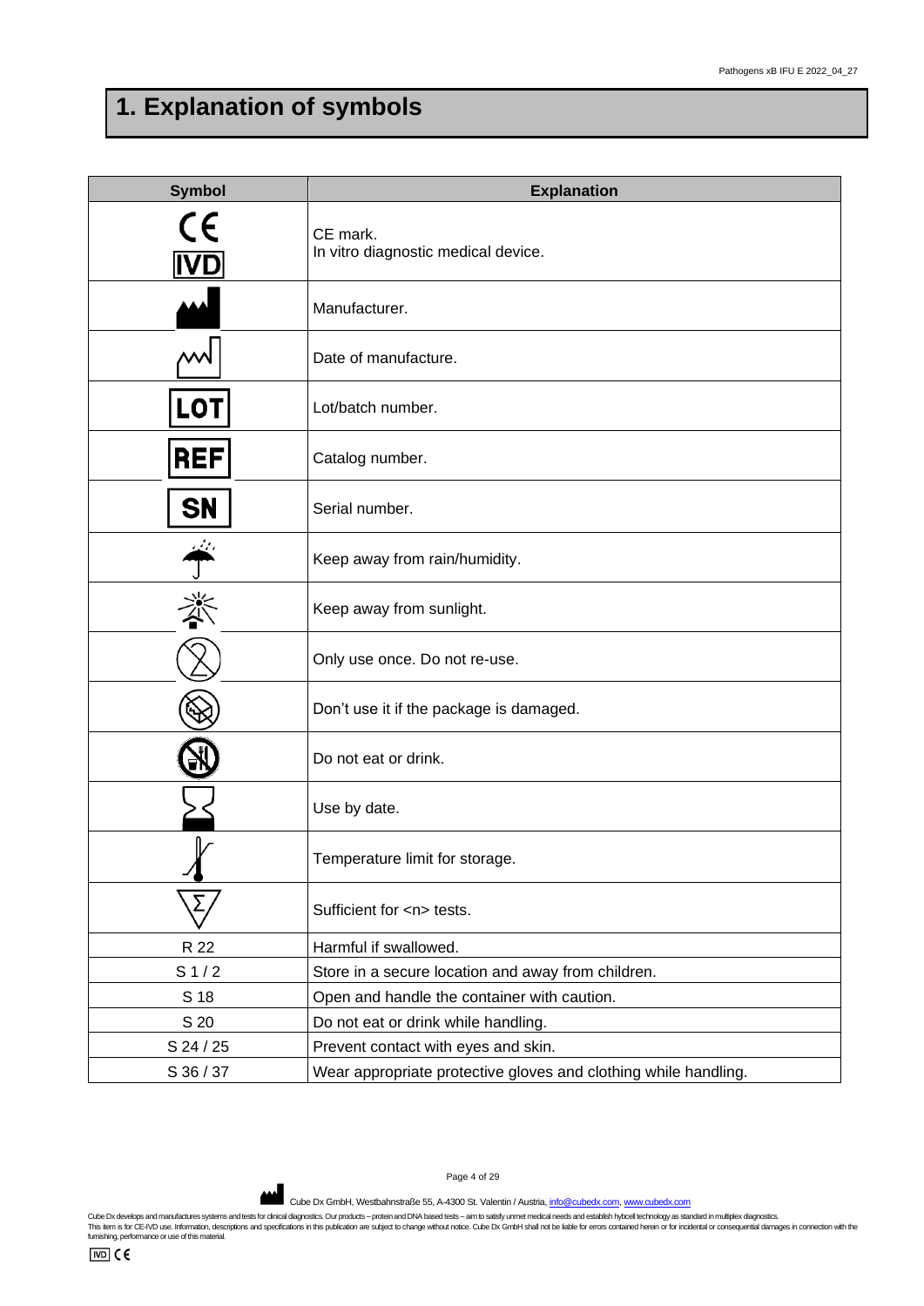# 1. Explanation of symbols

| Symbol | Explanation |
|---|---|
| CE IVD | CE mark. In vitro diagnostic medical device. |
| | Manufacturer. |
| | Date of manufacture. |
| LOT | Lot/batch number. |
| REF | Catalog number. |
| SN | Serial number. |
| | Keep away from rain/humidity. |
| | Keep away from sunlight. |
| | Only use once. Do not re-use. |
| | Don't use it if the package is damaged. |
| | Do not eat or drink. |
| | Use by date. |
| | Temperature limit for storage. |
| Σ | Sufficient for <n> tests. |
| R 22 | Harmful if swallowed. |
| S 1 / 2 | Store in a secure location and away from children. |
| S 18 | Open and handle the container with caution. |
| S 20 | Do not eat or drink while handling. |
| S 24 / 25 | Prevent contact with eyes and skin. |
| S 36 / 37 | Wear appropriate protective gloves and clothing while handling. |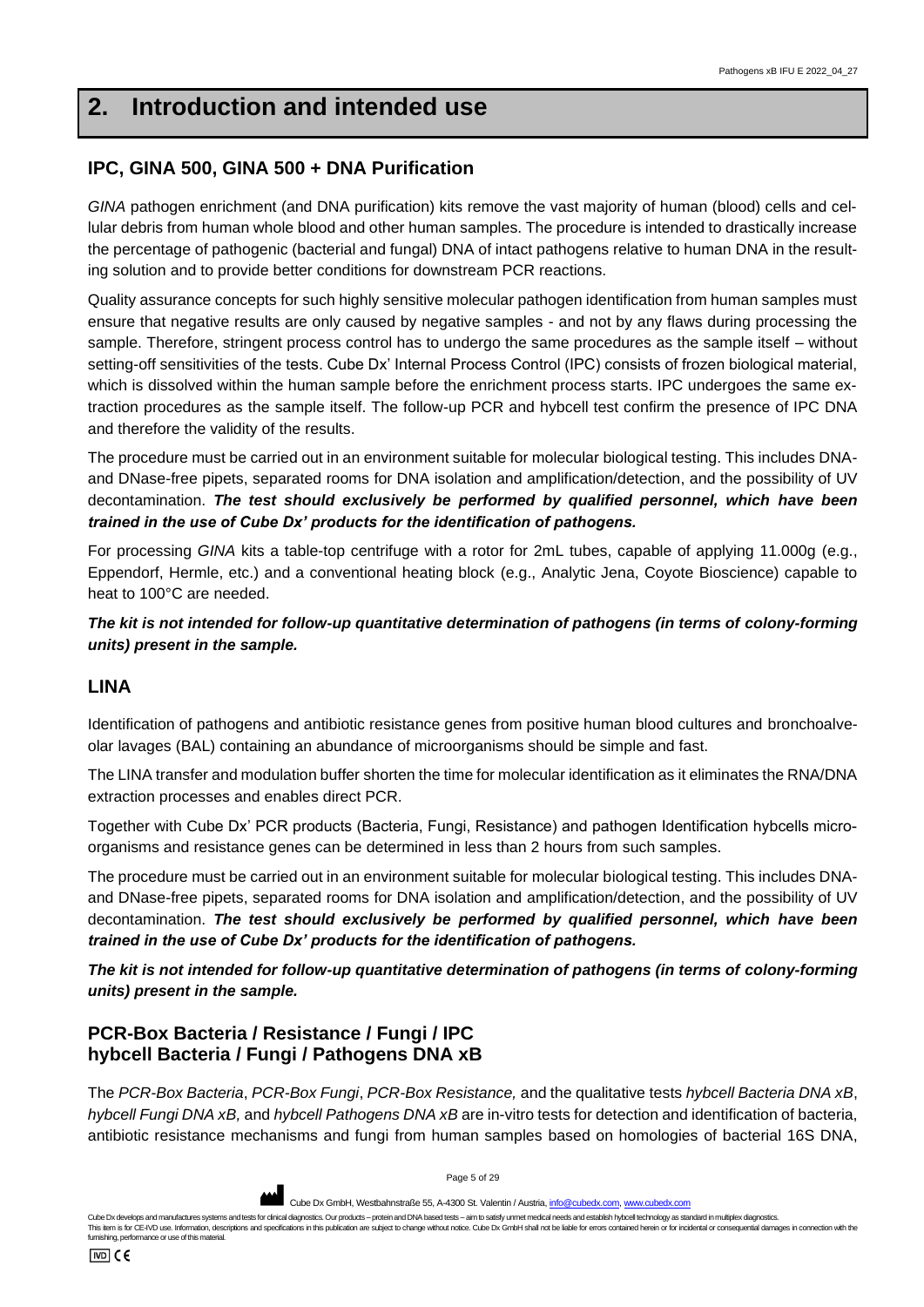# 2. Introduction and intended use

## IPC, GINA 500, GINA 500 + DNA Purification

*GINA* pathogen enrichment (and DNA purification) kits remove the vast majority of human (blood) cells and cellular debris from human whole blood and other human samples. The procedure is intended to drastically increase the percentage of pathogenic (bacterial and fungal) DNA of intact pathogens relative to human DNA in the resulting solution and to provide better conditions for downstream PCR reactions.

Quality assurance concepts for such highly sensitive molecular pathogen identification from human samples must ensure that negative results are only caused by negative samples - and not by any flaws during processing the sample. Therefore, stringent process control has to undergo the same procedures as the sample itself – without setting-off sensitivities of the tests. Cube Dx' Internal Process Control (IPC) consists of frozen biological material, which is dissolved within the human sample before the enrichment process starts. IPC undergoes the same extraction procedures as the sample itself. The follow-up PCR and hybcell test confirm the presence of IPC DNA and therefore the validity of the results.

The procedure must be carried out in an environment suitable for molecular biological testing. This includes DNA- and DNase-free pipets, separated rooms for DNA isolation and amplification/detection, and the possibility of UV decontamination. ***The test should exclusively be performed by qualified personnel, which have been trained in the use of Cube Dx' products for the identification of pathogens.***

For processing *GINA* kits a table-top centrifuge with a rotor for 2mL tubes, capable of applying 11.000g (e.g., Eppendorf, Hermle, etc.) and a conventional heating block (e.g., Analytic Jena, Coyote Bioscience) capable to heat to 100°C are needed.

***The kit is not intended for follow-up quantitative determination of pathogens (in terms of colony-forming units) present in the sample.***

## LINA

Identification of pathogens and antibiotic resistance genes from positive human blood cultures and bronchoalveolar lavages (BAL) containing an abundance of microorganisms should be simple and fast.

The LINA transfer and modulation buffer shorten the time for molecular identification as it eliminates the RNA/DNA extraction processes and enables direct PCR.

Together with Cube Dx' PCR products (Bacteria, Fungi, Resistance) and pathogen Identification hybcells microorganisms and resistance genes can be determined in less than 2 hours from such samples.

The procedure must be carried out in an environment suitable for molecular biological testing. This includes DNA- and DNase-free pipets, separated rooms for DNA isolation and amplification/detection, and the possibility of UV decontamination. ***The test should exclusively be performed by qualified personnel, which have been trained in the use of Cube Dx' products for the identification of pathogens.***

***The kit is not intended for follow-up quantitative determination of pathogens (in terms of colony-forming units) present in the sample.***

## PCR-Box Bacteria / Resistance / Fungi / IPC hybcell Bacteria / Fungi / Pathogens DNA xB

The *PCR-Box Bacteria*, *PCR-Box Fungi*, *PCR-Box Resistance,* and the qualitative tests *hybcell Bacteria DNA xB*, *hybcell Fungi DNA xB,* and *hybcell Pathogens DNA xB* are in-vitro tests for detection and identification of bacteria, antibiotic resistance mechanisms and fungi from human samples based on homologies of bacterial 16S DNA,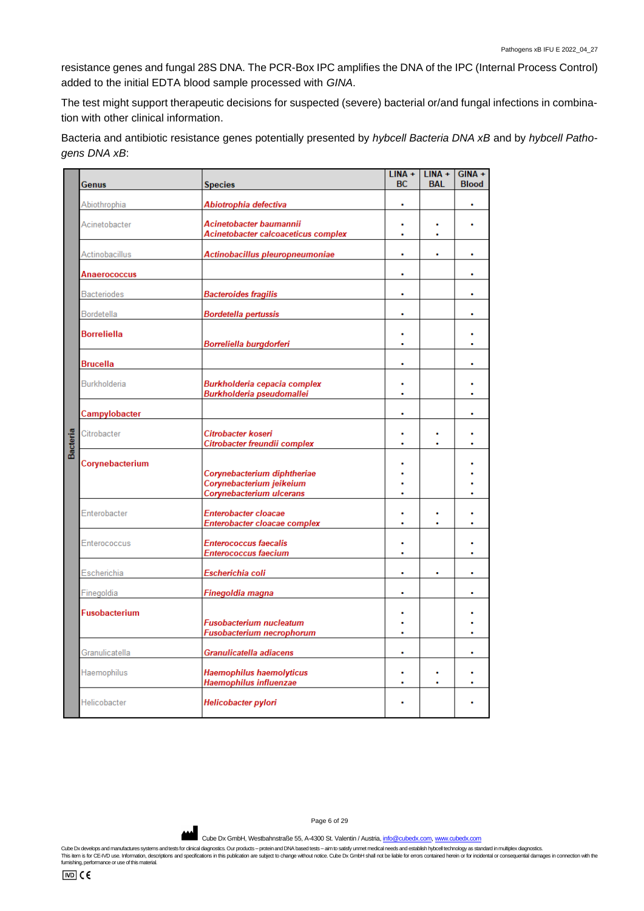resistance genes and fungal 28S DNA. The PCR-Box IPC amplifies the DNA of the IPC (Internal Process Control) added to the initial EDTA blood sample processed with *GINA*.

The test might support therapeutic decisions for suspected (severe) bacterial or/and fungal infections in combination with other clinical information.

Bacteria and antibiotic resistance genes potentially presented by *hybcell Bacteria DNA xB* and by *hybcell Pathogens DNA xB*:

| | Genus | Species | LINA + BC | LINA + BAL | GINA + Blood |
|---|---|---|---|---|---|
| Bacteria | Abiothrophia | ***Abiotrophia defectiva*** | • | | • |
| | Acinetobacter | ***Acinetobacter baumannii*** | • | • | • |
| | | ***Acinetobacter calcoaceticus complex*** | • | • | |
| | Actinobacillus | ***Actinobacillus pleuropneumoniae*** | • | • | • |
| | **Anaerococcus** | | • | | • |
| | Bacteriodes | ***Bacteroides fragilis*** | • | | • |
| | Bordetella | ***Bordetella pertussis*** | • | | • |
| | **Borreliella** | | • | | • |
| | | ***Borreliella burgdorferi*** | • | | • |
| | **Brucella** | | • | | • |
| | Burkholderia | ***Burkholderia cepacia complex*** | • | | • |
| | | ***Burkholderia pseudomallei*** | • | | • |
| | **Campylobacter** | | • | | • |
| | Citrobacter | ***Citrobacter koseri*** | • | • | • |
| | | ***Citrobacter freundii complex*** | • | • | • |
| | **Corynebacterium** | | • | | • |
| | | ***Corynebacterium diphtheriae*** | • | | • |
| | | ***Corynebacterium jeikeium*** | • | | • |
| | | ***Corynebacterium ulcerans*** | • | | • |
| | Enterobacter | ***Enterobacter cloacae*** | • | • | • |
| | | ***Enterobacter cloacae complex*** | • | • | • |
| | Enterococcus | ***Enterococcus faecalis*** | • | | • |
| | | ***Enterococcus faecium*** | • | | • |
| | Escherichia | ***Escherichia coli*** | • | • | • |
| | Finegoldia | ***Finegoldia magna*** | • | | • |
| | **Fusobacterium** | | • | | • |
| | | ***Fusobacterium nucleatum*** | • | | • |
| | | ***Fusobacterium necrophorum*** | • | | • |
| | Granulicatella | ***Granulicatella adiacens*** | • | | • |
| | Haemophilus | ***Haemophilus haemolyticus*** | • | • | • |
| | | ***Haemophilus influenzae*** | • | • | • |
| | Helicobacter | ***Helicobacter pylori*** | • | | • |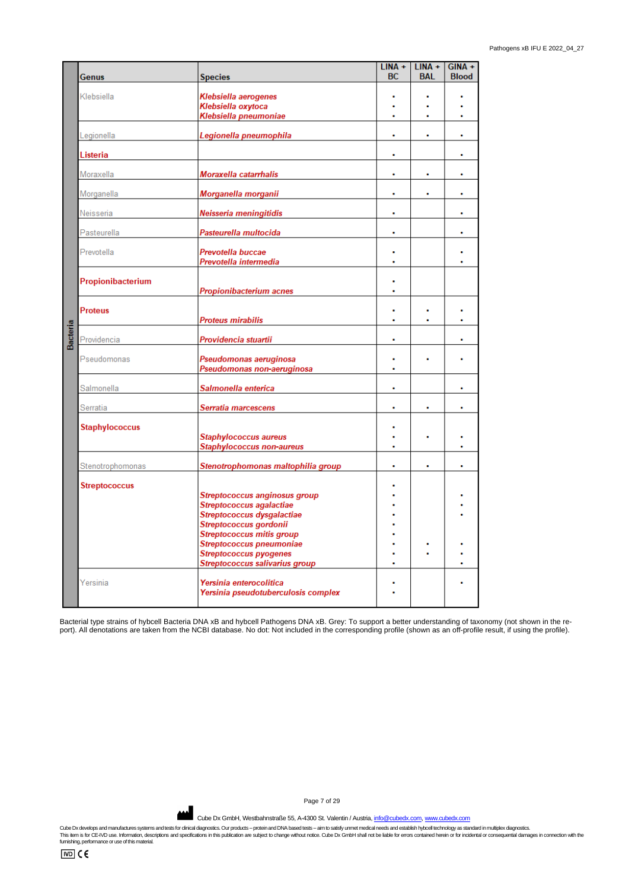| | Genus | Species | LINA + BC | LINA + BAL | GINA + Blood |
|---|---|---|---|---|---|
| Bacteria | Klebsiella | ***Klebsiella aerogenes*** | • | • | • |
| | | ***Klebsiella oxytoca*** | • | • | • |
| | | ***Klebsiella pneumoniae*** | • | • | • |
| | Legionella | ***Legionella pneumophila*** | • | • | • |
| | **Listeria** | | • | | • |
| | Moraxella | ***Moraxella catarrhalis*** | • | • | • |
| | Morganella | ***Morganella morganii*** | • | • | • |
| | Neisseria | ***Neisseria meningitidis*** | • | | • |
| | Pasteurella | ***Pasteurella multocida*** | • | | • |
| | Prevotella | ***Prevotella buccae*** | • | | • |
| | | ***Prevotella intermedia*** | • | | • |
| | **Propionibacterium** | | • | | |
| | | ***Propionibacterium acnes*** | • | | |
| | **Proteus** | | • | • | • |
| | | ***Proteus mirabilis*** | • | • | • |
| | Providencia | ***Providencia stuartii*** | • | | • |
| | Pseudomonas | ***Pseudomonas aeruginosa*** | • | • | • |
| | | ***Pseudomonas non-aeruginosa*** | • | | |
| | Salmonella | ***Salmonella enterica*** | • | | • |
| | Serratia | ***Serratia marcescens*** | • | • | • |
| | **Staphylococcus** | | • | | |
| | | ***Staphylococcus aureus*** | • | • | • |
| | | ***Staphylococcus non-aureus*** | • | | • |
| | Stenotrophomonas | ***Stenotrophomonas maltophilia group*** | • | • | • |
| | **Streptococcus** | | • | | |
| | | ***Streptococcus anginosus group*** | • | | • |
| | | ***Streptococcus agalactiae*** | • | | • |
| | | ***Streptococcus dysgalactiae*** | • | | • |
| | | ***Streptococcus gordonii*** | • | | |
| | | ***Streptococcus mitis group*** | • | | |
| | | ***Streptococcus pneumoniae*** | • | • | • |
| | | ***Streptococcus pyogenes*** | • | • | • |
| | | ***Streptococcus salivarius group*** | • | | • |
| | Yersinia | ***Yersinia enterocolitica*** | • | | • |
| | | ***Yersinia pseudotuberculosis complex*** | • | | |

Bacterial type strains of hybcell Bacteria DNA xB and hybcell Pathogens DNA xB. Grey: To support a better understanding of taxonomy (not shown in the report). All denotations are taken from the NCBI database. No dot: Not included in the corresponding profile (shown as an off-profile result, if using the profile).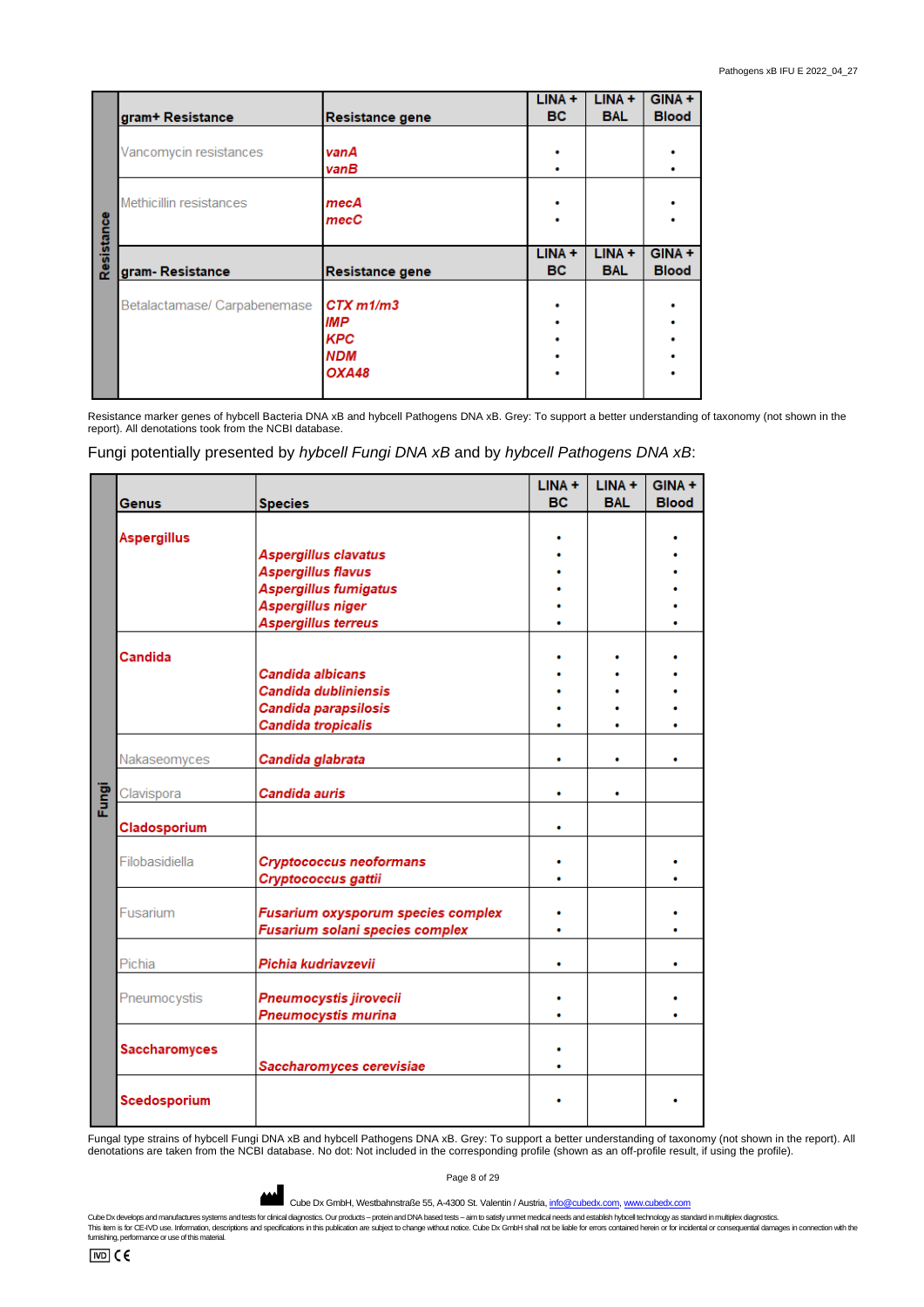| Resistance | gram+ Resistance | Resistance gene | LINA + BC | LINA + BAL | GINA + Blood |
|---|---|---|---|---|---|
| | Vancomycin resistances | *vanA* | • | | • |
| | | *vanB* | • | | • |
| | Methicillin resistances | *mecA* | • | | • |
| | | *mecC* | • | | • |
| | **gram- Resistance** | **Resistance gene** | **LINA + BC** | **LINA + BAL** | **GINA + Blood** |
| | Betalactamase/ Carpabenemase | *CTX m1/m3* | • | | • |
| | | *IMP* | • | | • |
| | | *KPC* | • | | • |
| | | *NDM* | • | | • |
| | | *OXA48* | • | | • |

Resistance marker genes of hybcell Bacteria DNA xB and hybcell Pathogens DNA xB. Grey: To support a better understanding of taxonomy (not shown in the report). All denotations took from the NCBI database.

Fungi potentially presented by *hybcell Fungi DNA xB* and by *hybcell Pathogens DNA xB*:

| Fungi | Genus | Species | LINA + BC | LINA + BAL | GINA + Blood |
|---|---|---|---|---|---|
| | **Aspergillus** | | • | | • |
| | | *Aspergillus clavatus* | • | | • |
| | | *Aspergillus flavus* | • | | • |
| | | *Aspergillus fumigatus* | • | | • |
| | | *Aspergillus niger* | • | | • |
| | | *Aspergillus terreus* | • | | • |
| | **Candida** | | • | • | • |
| | | *Candida albicans* | • | • | • |
| | | *Candida dubliniensis* | • | • | • |
| | | *Candida parapsilosis* | • | • | • |
| | | *Candida tropicalis* | • | • | • |
| | Nakaseomyces | *Candida glabrata* | • | • | • |
| | Clavispora | *Candida auris* | • | • | |
| | **Cladosporium** | | • | | |
| | Filobasidiella | *Cryptococcus neoformans* | • | | • |
| | | *Cryptococcus gattii* | • | | • |
| | Fusarium | *Fusarium oxysporum species complex* | • | | • |
| | | *Fusarium solani species complex* | • | | • |
| | Pichia | *Pichia kudriavzevii* | • | | • |
| | Pneumocystis | *Pneumocystis jirovecii* | • | | • |
| | | *Pneumocystis murina* | • | | • |
| | **Saccharomyces** | | • | | |
| | | *Saccharomyces cerevisiae* | • | | |
| | **Scedosporium** | | • | | • |

Fungal type strains of hybcell Fungi DNA xB and hybcell Pathogens DNA xB. Grey: To support a better understanding of taxonomy (not shown in the report). All denotations are taken from the NCBI database. No dot: Not included in the corresponding profile (shown as an off-profile result, if using the profile).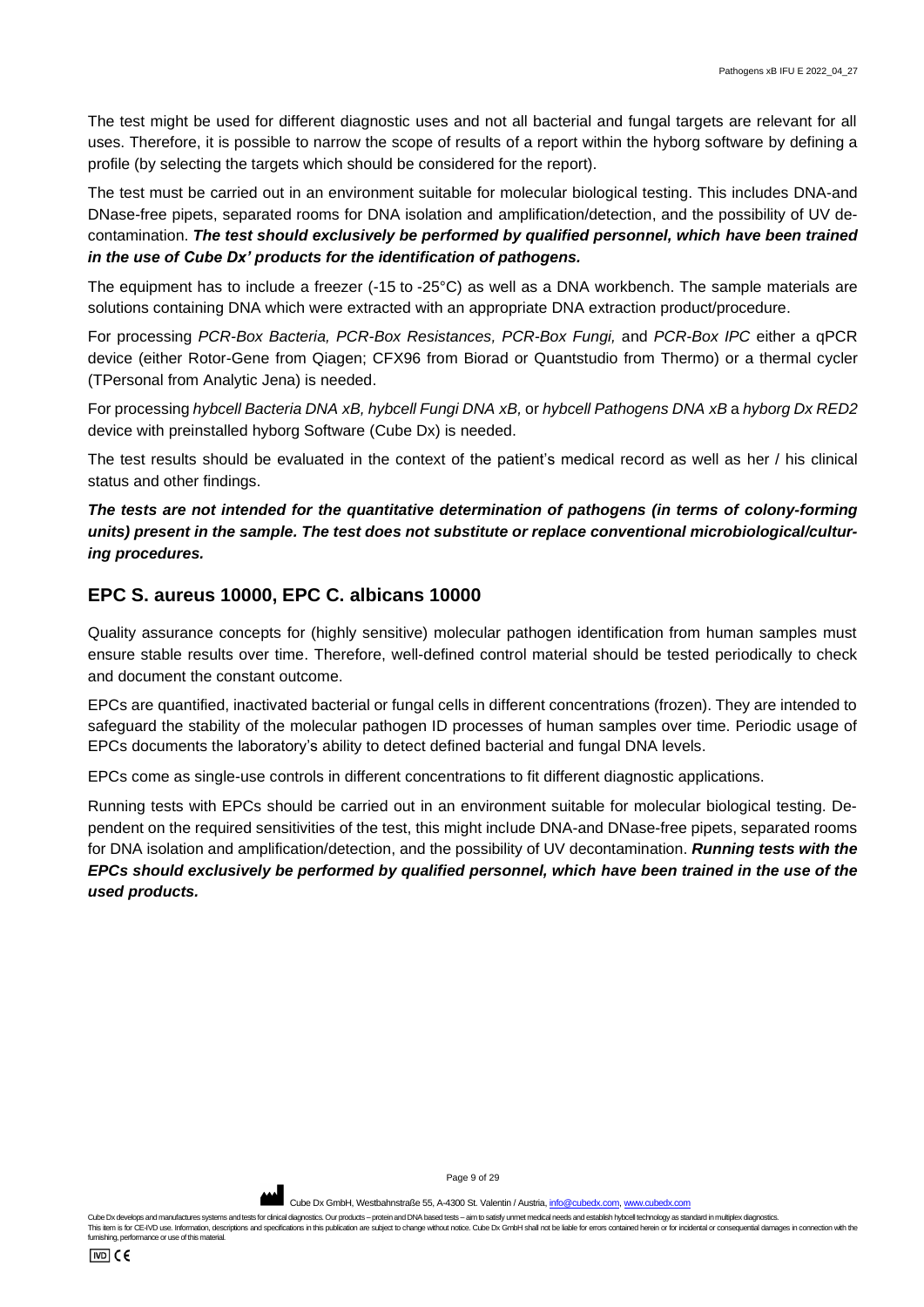The test might be used for different diagnostic uses and not all bacterial and fungal targets are relevant for all uses. Therefore, it is possible to narrow the scope of results of a report within the hyborg software by defining a profile (by selecting the targets which should be considered for the report).

The test must be carried out in an environment suitable for molecular biological testing. This includes DNA-and DNase-free pipets, separated rooms for DNA isolation and amplification/detection, and the possibility of UV de-contamination. ***The test should exclusively be performed by qualified personnel, which have been trained in the use of Cube Dx' products for the identification of pathogens.***

The equipment has to include a freezer (-15 to -25°C) as well as a DNA workbench. The sample materials are solutions containing DNA which were extracted with an appropriate DNA extraction product/procedure.

For processing *PCR-Box Bacteria, PCR-Box Resistances, PCR-Box Fungi,* and *PCR-Box IPC* either a qPCR device (either Rotor-Gene from Qiagen; CFX96 from Biorad or Quantstudio from Thermo) or a thermal cycler (TPersonal from Analytic Jena) is needed.

For processing *hybcell Bacteria DNA xB, hybcell Fungi DNA xB,* or *hybcell Pathogens DNA xB* a *hyborg Dx RED2* device with preinstalled hyborg Software (Cube Dx) is needed.

The test results should be evaluated in the context of the patient's medical record as well as her / his clinical status and other findings.

***The tests are not intended for the quantitative determination of pathogens (in terms of colony-forming units) present in the sample. The test does not substitute or replace conventional microbiological/culturing procedures.***

## EPC S. aureus 10000, EPC C. albicans 10000

Quality assurance concepts for (highly sensitive) molecular pathogen identification from human samples must ensure stable results over time. Therefore, well-defined control material should be tested periodically to check and document the constant outcome.

EPCs are quantified, inactivated bacterial or fungal cells in different concentrations (frozen). They are intended to safeguard the stability of the molecular pathogen ID processes of human samples over time. Periodic usage of EPCs documents the laboratory's ability to detect defined bacterial and fungal DNA levels.

EPCs come as single-use controls in different concentrations to fit different diagnostic applications.

Running tests with EPCs should be carried out in an environment suitable for molecular biological testing. Dependent on the required sensitivities of the test, this might include DNA-and DNase-free pipets, separated rooms for DNA isolation and amplification/detection, and the possibility of UV decontamination. ***Running tests with the EPCs should exclusively be performed by qualified personnel, which have been trained in the use of the used products.***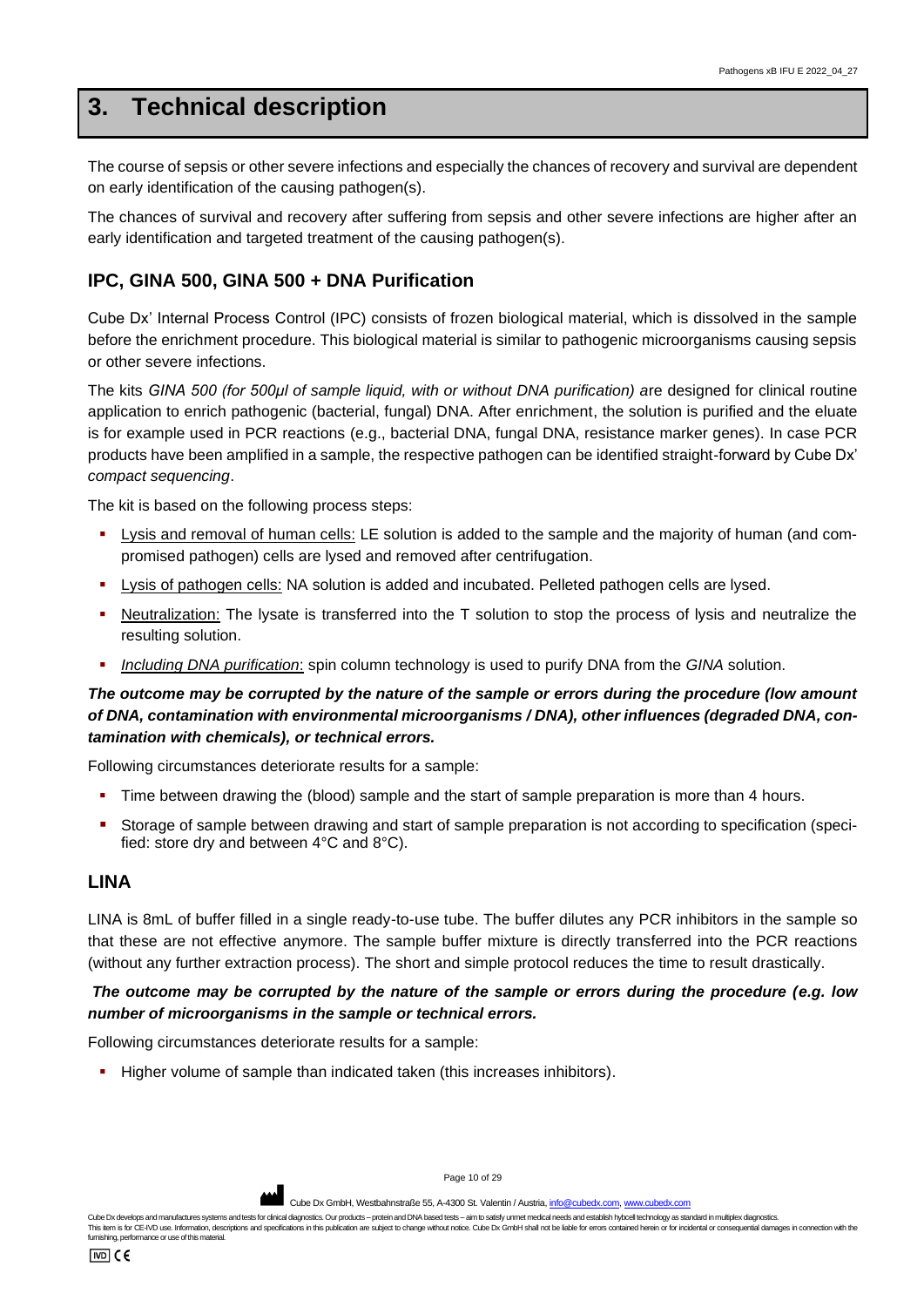# 3. Technical description

The course of sepsis or other severe infections and especially the chances of recovery and survival are dependent on early identification of the causing pathogen(s).

The chances of survival and recovery after suffering from sepsis and other severe infections are higher after an early identification and targeted treatment of the causing pathogen(s).

## IPC, GINA 500, GINA 500 + DNA Purification

Cube Dx' Internal Process Control (IPC) consists of frozen biological material, which is dissolved in the sample before the enrichment procedure. This biological material is similar to pathogenic microorganisms causing sepsis or other severe infections.

The kits *GINA 500 (for 500µl of sample liquid, with or without DNA purification)* are designed for clinical routine application to enrich pathogenic (bacterial, fungal) DNA. After enrichment, the solution is purified and the eluate is for example used in PCR reactions (e.g., bacterial DNA, fungal DNA, resistance marker genes). In case PCR products have been amplified in a sample, the respective pathogen can be identified straight-forward by Cube Dx' *compact sequencing*.

The kit is based on the following process steps:

- Lysis and removal of human cells: LE solution is added to the sample and the majority of human (and compromised pathogen) cells are lysed and removed after centrifugation.
- Lysis of pathogen cells: NA solution is added and incubated. Pelleted pathogen cells are lysed.
- Neutralization: The lysate is transferred into the T solution to stop the process of lysis and neutralize the resulting solution.
- *Including DNA purification*: spin column technology is used to purify DNA from the *GINA* solution.

***The outcome may be corrupted by the nature of the sample or errors during the procedure (low amount of DNA, contamination with environmental microorganisms / DNA), other influences (degraded DNA, contamination with chemicals), or technical errors.***

Following circumstances deteriorate results for a sample:

- Time between drawing the (blood) sample and the start of sample preparation is more than 4 hours.
- Storage of sample between drawing and start of sample preparation is not according to specification (specified: store dry and between 4°C and 8°C).

## LINA

LINA is 8mL of buffer filled in a single ready-to-use tube. The buffer dilutes any PCR inhibitors in the sample so that these are not effective anymore. The sample buffer mixture is directly transferred into the PCR reactions (without any further extraction process). The short and simple protocol reduces the time to result drastically.

***The outcome may be corrupted by the nature of the sample or errors during the procedure (e.g. low number of microorganisms in the sample or technical errors.***

Following circumstances deteriorate results for a sample:

- Higher volume of sample than indicated taken (this increases inhibitors).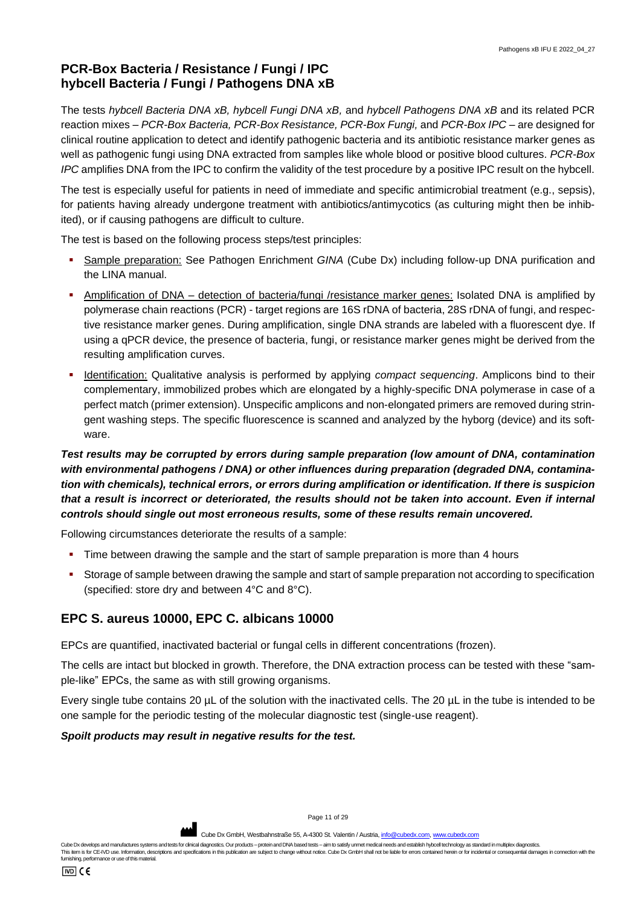## PCR-Box Bacteria / Resistance / Fungi / IPC hybcell Bacteria / Fungi / Pathogens DNA xB

The tests *hybcell Bacteria DNA xB, hybcell Fungi DNA xB,* and *hybcell Pathogens DNA xB* and its related PCR reaction mixes – *PCR-Box Bacteria, PCR-Box Resistance, PCR-Box Fungi,* and *PCR-Box IPC* – are designed for clinical routine application to detect and identify pathogenic bacteria and its antibiotic resistance marker genes as well as pathogenic fungi using DNA extracted from samples like whole blood or positive blood cultures. *PCR-Box IPC* amplifies DNA from the IPC to confirm the validity of the test procedure by a positive IPC result on the hybcell.

The test is especially useful for patients in need of immediate and specific antimicrobial treatment (e.g., sepsis), for patients having already undergone treatment with antibiotics/antimycotics (as culturing might then be inhibited), or if causing pathogens are difficult to culture.

The test is based on the following process steps/test principles:

- Sample preparation: See Pathogen Enrichment *GINA* (Cube Dx) including follow-up DNA purification and the LINA manual.
- Amplification of DNA – detection of bacteria/fungi /resistance marker genes: Isolated DNA is amplified by polymerase chain reactions (PCR) - target regions are 16S rDNA of bacteria, 28S rDNA of fungi, and respective resistance marker genes. During amplification, single DNA strands are labeled with a fluorescent dye. If using a qPCR device, the presence of bacteria, fungi, or resistance marker genes might be derived from the resulting amplification curves.
- Identification: Qualitative analysis is performed by applying *compact sequencing*. Amplicons bind to their complementary, immobilized probes which are elongated by a highly-specific DNA polymerase in case of a perfect match (primer extension). Unspecific amplicons and non-elongated primers are removed during stringent washing steps. The specific fluorescence is scanned and analyzed by the hyborg (device) and its software.

***Test results may be corrupted by errors during sample preparation (low amount of DNA, contamination with environmental pathogens / DNA) or other influences during preparation (degraded DNA, contamination with chemicals), technical errors, or errors during amplification or identification. If there is suspicion that a result is incorrect or deteriorated, the results should not be taken into account. Even if internal controls should single out most erroneous results, some of these results remain uncovered.***

Following circumstances deteriorate the results of a sample:

- Time between drawing the sample and the start of sample preparation is more than 4 hours
- Storage of sample between drawing the sample and start of sample preparation not according to specification (specified: store dry and between 4°C and 8°C).

## EPC S. aureus 10000, EPC C. albicans 10000

EPCs are quantified, inactivated bacterial or fungal cells in different concentrations (frozen).

The cells are intact but blocked in growth. Therefore, the DNA extraction process can be tested with these "sample-like" EPCs, the same as with still growing organisms.

Every single tube contains 20 µL of the solution with the inactivated cells. The 20 µL in the tube is intended to be one sample for the periodic testing of the molecular diagnostic test (single-use reagent).

***Spoilt products may result in negative results for the test.***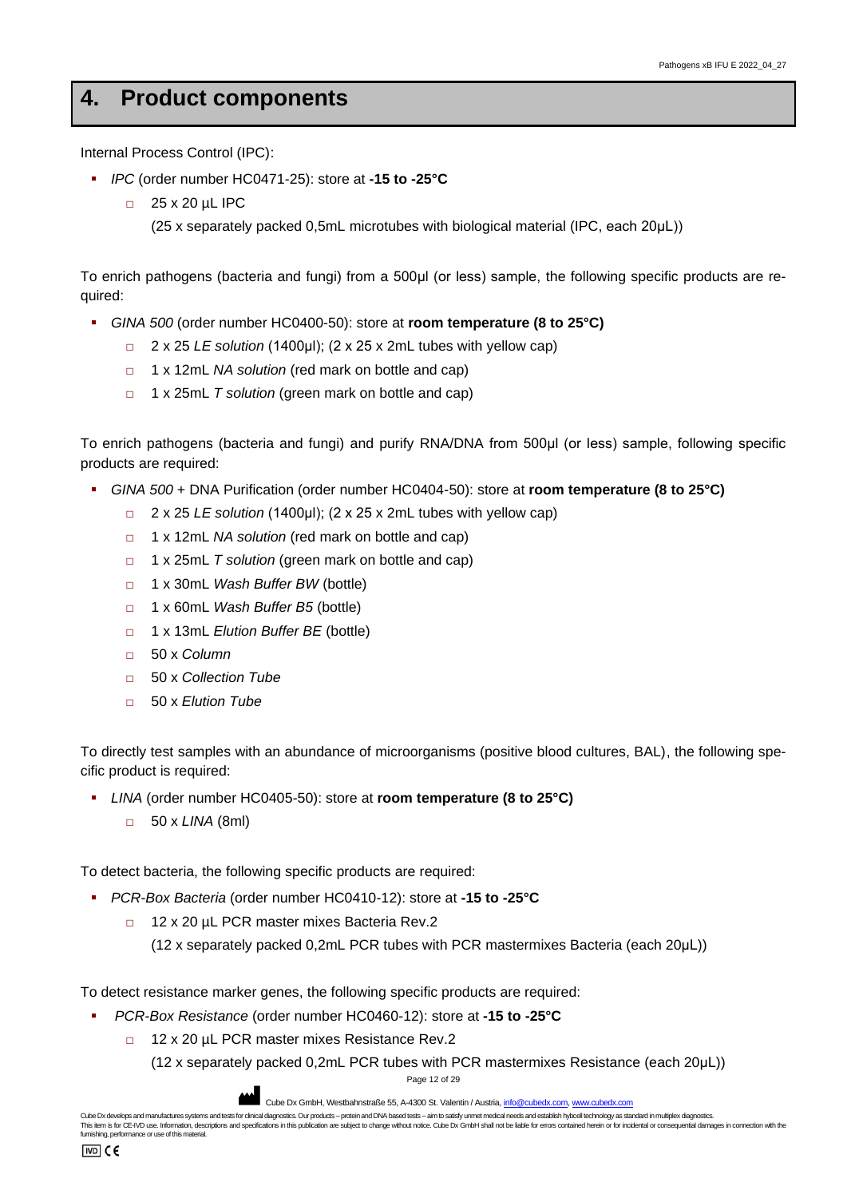## 4. Product components

Internal Process Control (IPC):

- *IPC* (order number HC0471-25): store at **-15 to -25°C**
  - 25 x 20 µL IPC
    (25 x separately packed 0,5mL microtubes with biological material (IPC, each 20µL))

To enrich pathogens (bacteria and fungi) from a 500µl (or less) sample, the following specific products are required:

- *GINA 500* (order number HC0400-50): store at **room temperature (8 to 25°C)**
  - 2 x 25 *LE solution* (1400µl); (2 x 25 x 2mL tubes with yellow cap)
  - 1 x 12mL *NA solution* (red mark on bottle and cap)
  - 1 x 25mL *T solution* (green mark on bottle and cap)

To enrich pathogens (bacteria and fungi) and purify RNA/DNA from 500µl (or less) sample, following specific products are required:

- *GINA 500* + DNA Purification (order number HC0404-50): store at **room temperature (8 to 25°C)**
  - 2 x 25 *LE solution* (1400µl); (2 x 25 x 2mL tubes with yellow cap)
  - 1 x 12mL *NA solution* (red mark on bottle and cap)
  - 1 x 25mL *T solution* (green mark on bottle and cap)
  - 1 x 30mL *Wash Buffer BW* (bottle)
  - 1 x 60mL *Wash Buffer B5* (bottle)
  - 1 x 13mL *Elution Buffer BE* (bottle)
  - 50 x *Column*
  - 50 x *Collection Tube*
  - 50 x *Elution Tube*

To directly test samples with an abundance of microorganisms (positive blood cultures, BAL), the following specific product is required:

- *LINA* (order number HC0405-50): store at **room temperature (8 to 25°C)**
  - 50 x *LINA* (8ml)

To detect bacteria, the following specific products are required:

- *PCR-Box Bacteria* (order number HC0410-12): store at **-15 to -25°C**
  - 12 x 20 µL PCR master mixes Bacteria Rev.2
    (12 x separately packed 0,2mL PCR tubes with PCR mastermixes Bacteria (each 20µL))

To detect resistance marker genes, the following specific products are required:

- *PCR-Box Resistance* (order number HC0460-12): store at **-15 to -25°C**
  - 12 x 20 µL PCR master mixes Resistance Rev.2
    (12 x separately packed 0,2mL PCR tubes with PCR mastermixes Resistance (each 20µL))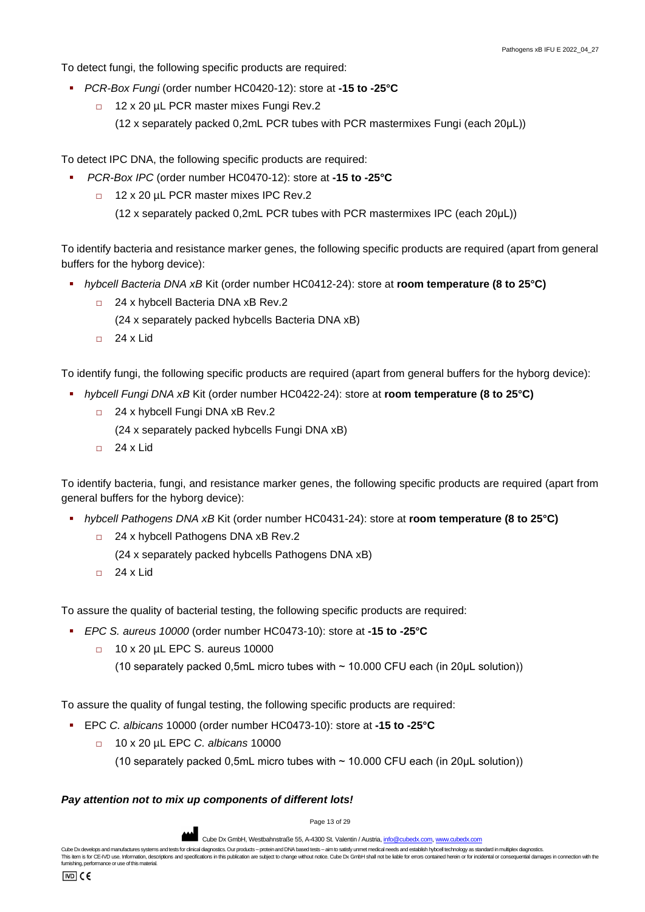To detect fungi, the following specific products are required:

- *PCR-Box Fungi* (order number HC0420-12): store at **-15 to -25°C**
  - 12 x 20 µL PCR master mixes Fungi Rev.2
    (12 x separately packed 0,2mL PCR tubes with PCR mastermixes Fungi (each 20µL))

To detect IPC DNA, the following specific products are required:

- *PCR-Box IPC* (order number HC0470-12): store at **-15 to -25°C**
  - 12 x 20 µL PCR master mixes IPC Rev.2
    (12 x separately packed 0,2mL PCR tubes with PCR mastermixes IPC (each 20µL))

To identify bacteria and resistance marker genes, the following specific products are required (apart from general buffers for the hyborg device):

- *hybcell Bacteria DNA xB* Kit (order number HC0412-24): store at **room temperature (8 to 25°C)**
  - 24 x hybcell Bacteria DNA xB Rev.2
    (24 x separately packed hybcells Bacteria DNA xB)
  - 24 x Lid

To identify fungi, the following specific products are required (apart from general buffers for the hyborg device):

- *hybcell Fungi DNA xB* Kit (order number HC0422-24): store at **room temperature (8 to 25°C)**
  - 24 x hybcell Fungi DNA xB Rev.2
    (24 x separately packed hybcells Fungi DNA xB)
  - 24 x Lid

To identify bacteria, fungi, and resistance marker genes, the following specific products are required (apart from general buffers for the hyborg device):

- *hybcell Pathogens DNA xB* Kit (order number HC0431-24): store at **room temperature (8 to 25°C)**
  - 24 x hybcell Pathogens DNA xB Rev.2
    (24 x separately packed hybcells Pathogens DNA xB)
  - 24 x Lid

To assure the quality of bacterial testing, the following specific products are required:

- *EPC S. aureus 10000* (order number HC0473-10): store at **-15 to -25°C**
  - 10 x 20 µL EPC S. aureus 10000
    (10 separately packed 0,5mL micro tubes with ~ 10.000 CFU each (in 20µL solution))

To assure the quality of fungal testing, the following specific products are required:

- EPC *C. albicans* 10000 (order number HC0473-10): store at **-15 to -25°C**
  - 10 x 20 µL EPC *C. albicans* 10000
    (10 separately packed 0,5mL micro tubes with ~ 10.000 CFU each (in 20µL solution))

***Pay attention not to mix up components of different lots!***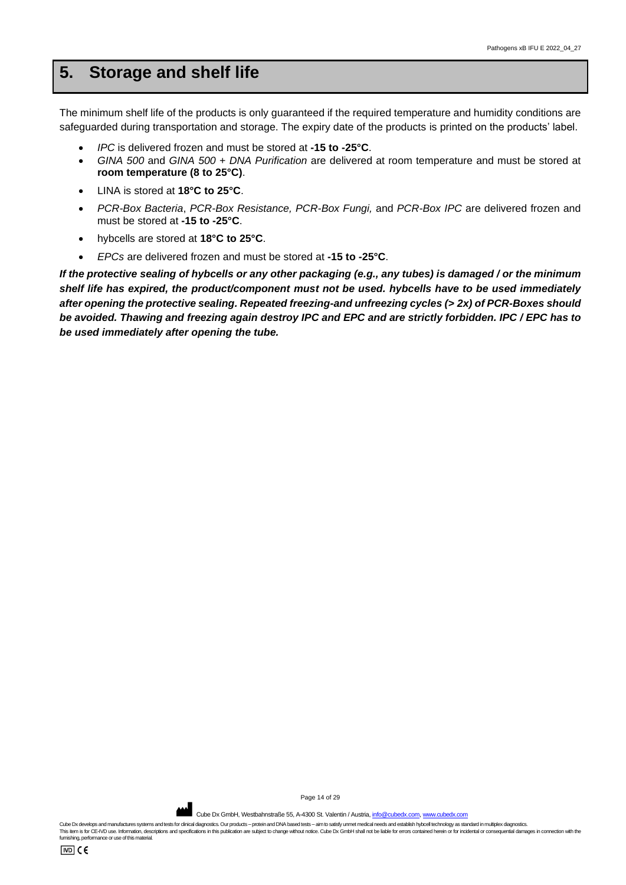# 5. Storage and shelf life

The minimum shelf life of the products is only guaranteed if the required temperature and humidity conditions are safeguarded during transportation and storage. The expiry date of the products is printed on the products' label.

- *IPC* is delivered frozen and must be stored at **-15 to -25°C**.
- *GINA 500* and *GINA 500 + DNA Purification* are delivered at room temperature and must be stored at **room temperature (8 to 25°C)**.
- LINA is stored at **18°C to 25°C**.
- *PCR-Box Bacteria*, *PCR-Box Resistance, PCR-Box Fungi,* and *PCR-Box IPC* are delivered frozen and must be stored at **-15 to -25°C**.
- hybcells are stored at **18°C to 25°C**.
- *EPCs* are delivered frozen and must be stored at **-15 to -25°C**.

***If the protective sealing of hybcells or any other packaging (e.g., any tubes) is damaged / or the minimum shelf life has expired, the product/component must not be used. hybcells have to be used immediately after opening the protective sealing. Repeated freezing-and unfreezing cycles (> 2x) of PCR-Boxes should be avoided. Thawing and freezing again destroy IPC and EPC and are strictly forbidden. IPC / EPC has to be used immediately after opening the tube.***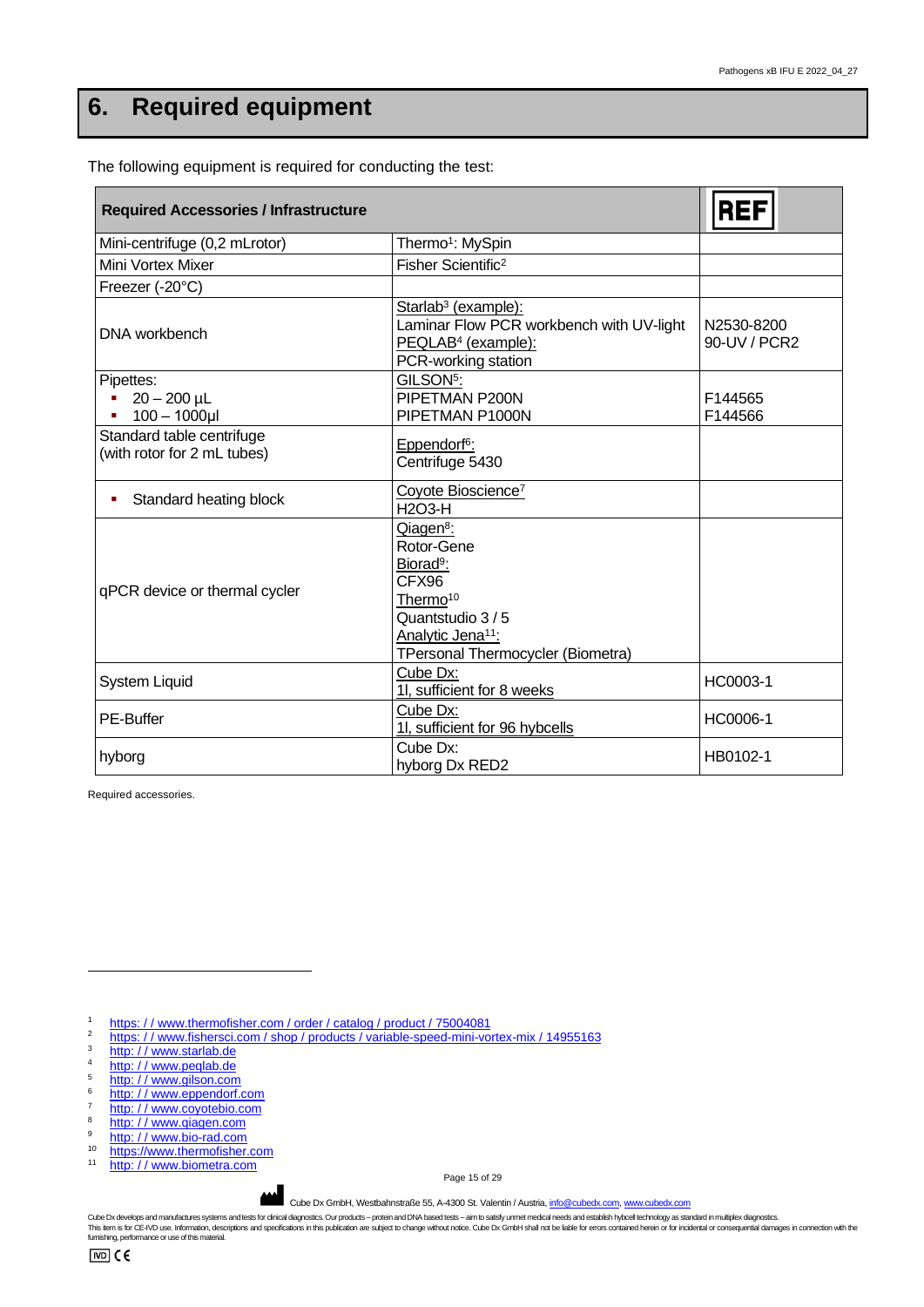# 6. Required equipment

The following equipment is required for conducting the test:

| Required Accessories / Infrastructure | | REF |
|---|---|---|
| Mini-centrifuge (0,2 mLrotor) | Thermo[1]: MySpin | |
| Mini Vortex Mixer | Fisher Scientific[2] | |
| Freezer (-20°C) | | |
| DNA workbench | Starlab[3] (example):<br>Laminar Flow PCR workbench with UV-light<br>PEQLAB[4] (example):<br>PCR-working station | N2530-8200<br>90-UV / PCR2 |
| Pipettes:<br>▪ 20 – 200 µL<br>▪ 100 – 1000µl | GILSON[5]:<br>PIPETMAN P200N<br>PIPETMAN P1000N | F144565<br>F144566 |
| Standard table centrifuge (with rotor for 2 mL tubes) | Eppendorf[6]:<br>Centrifuge 5430 | |
| ▪ Standard heating block | Coyote Bioscience[7]<br>H2O3-H | |
| qPCR device or thermal cycler | Qiagen[8]:<br>Rotor-Gene<br>Biorad[9]:<br>CFX96<br>Thermo[10]<br>Quantstudio 3 / 5<br>Analytic Jena[11]:<br>TPersonal Thermocycler (Biometra) | |
| System Liquid | Cube Dx:<br>1l, sufficient for 8 weeks | HC0003-1 |
| PE-Buffer | Cube Dx:<br>1l, sufficient for 96 hybcells | HC0006-1 |
| hyborg | Cube Dx:<br>hyborg Dx RED2 | HB0102-1 |

Required accessories.

---

1 https: / / www.thermofisher.com / order / catalog / product / 75004081
2 https: / / www.fishersci.com / shop / products / variable-speed-mini-vortex-mix / 14955163
3 http: / / www.starlab.de
4 http: / / www.peqlab.de
5 http: / / www.gilson.com
6 http: / / www.eppendorf.com
7 http: / / www.coyotebio.com
8 http: / / www.qiagen.com
9 http: / / www.bio-rad.com
10 https://www.thermofisher.com
11 http: / / www.biometra.com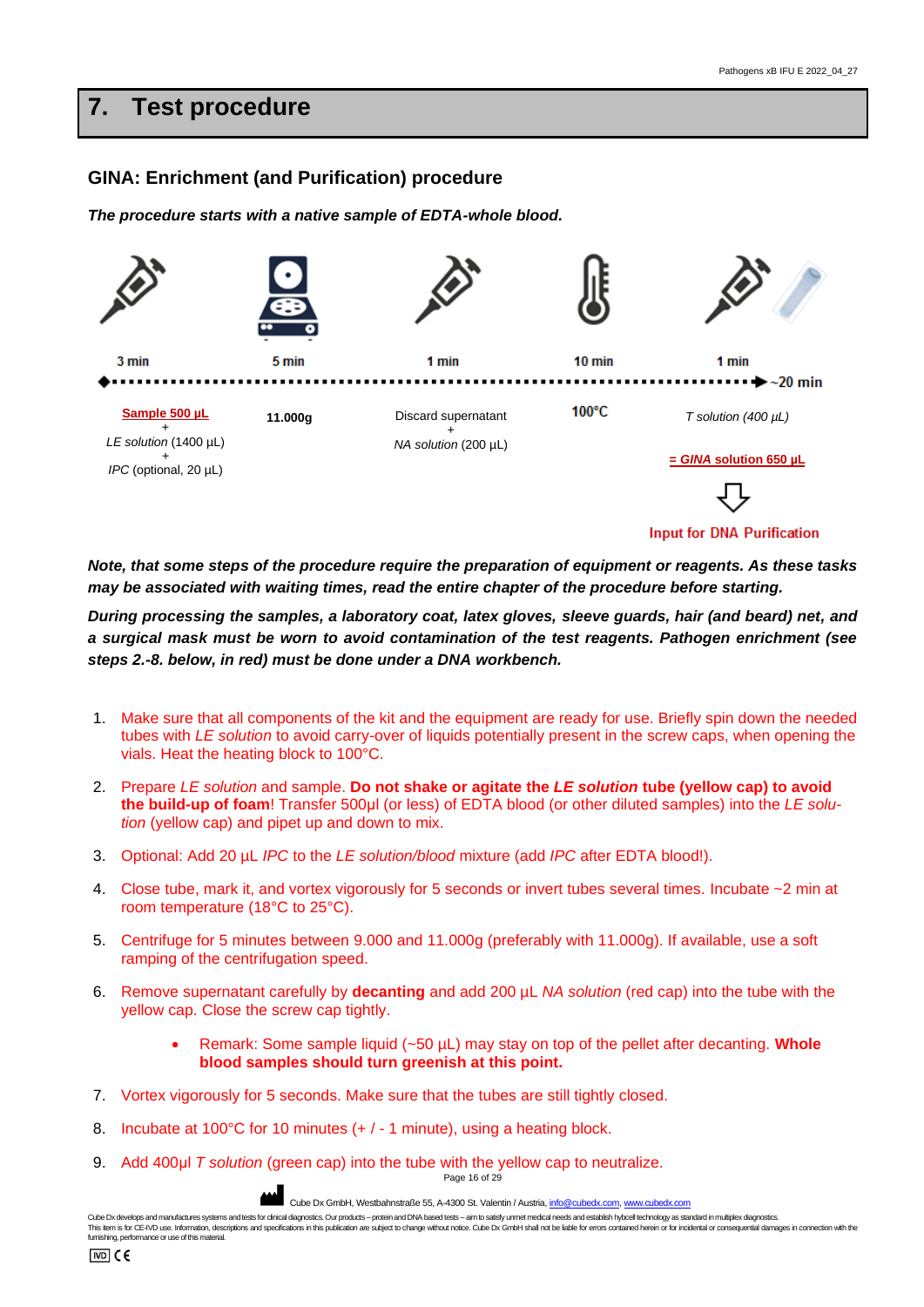## 7. Test procedure

### GINA: Enrichment (and Purification) procedure

***The procedure starts with a native sample of EDTA-whole blood.***

| 3 min | 5 min | 1 min | 10 min | 1 min |
|---|---|---|---|---|
| **Sample 500 µL** + *LE solution* (1400 µL) + *IPC* (optional, 20 µL) | 11.000g | Discard supernatant + *NA solution* (200 µL) | 100°C | *T solution (400 µL)* **= *GINA* solution 650 µL** ⇩ Input for DNA Purification |

~20 min

***Note, that some steps of the procedure require the preparation of equipment or reagents. As these tasks may be associated with waiting times, read the entire chapter of the procedure before starting.***

***During processing the samples, a laboratory coat, latex gloves, sleeve guards, hair (and beard) net, and a surgical mask must be worn to avoid contamination of the test reagents. Pathogen enrichment (see steps 2.-8. below, in red) must be done under a DNA workbench.***

1. Make sure that all components of the kit and the equipment are ready for use. Briefly spin down the needed tubes with *LE solution* to avoid carry-over of liquids potentially present in the screw caps, when opening the vials. Heat the heating block to 100°C.
2. Prepare *LE solution* and sample. **Do not shake or agitate the *LE solution* tube (yellow cap) to avoid the build-up of foam**! Transfer 500µl (or less) of EDTA blood (or other diluted samples) into the *LE solution* (yellow cap) and pipet up and down to mix.
3. Optional: Add 20 µL *IPC* to the *LE solution/blood* mixture (add *IPC* after EDTA blood!).
4. Close tube, mark it, and vortex vigorously for 5 seconds or invert tubes several times. Incubate ~2 min at room temperature (18°C to 25°C).
5. Centrifuge for 5 minutes between 9.000 and 11.000g (preferably with 11.000g). If available, use a soft ramping of the centrifugation speed.
6. Remove supernatant carefully by **decanting** and add 200 µL *NA solution* (red cap) into the tube with the yellow cap. Close the screw cap tightly.
   - Remark: Some sample liquid (~50 µL) may stay on top of the pellet after decanting. **Whole blood samples should turn greenish at this point.**
7. Vortex vigorously for 5 seconds. Make sure that the tubes are still tightly closed.
8. Incubate at 100°C for 10 minutes (+ / - 1 minute), using a heating block.
9. Add 400µl *T solution* (green cap) into the tube with the yellow cap to neutralize.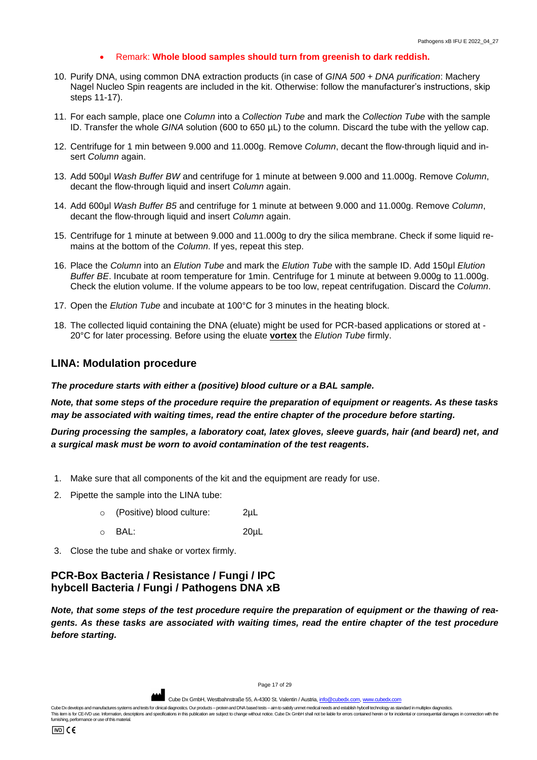- Remark: **Whole blood samples should turn from greenish to dark reddish.**

10. Purify DNA, using common DNA extraction products (in case of *GINA 500 + DNA purification*: Machery Nagel Nucleo Spin reagents are included in the kit. Otherwise: follow the manufacturer's instructions, skip steps 11-17).
11. For each sample, place one *Column* into a *Collection Tube* and mark the *Collection Tube* with the sample ID. Transfer the whole *GINA* solution (600 to 650 µL) to the column. Discard the tube with the yellow cap.
12. Centrifuge for 1 min between 9.000 and 11.000g. Remove *Column*, decant the flow-through liquid and insert *Column* again.
13. Add 500µl *Wash Buffer BW* and centrifuge for 1 minute at between 9.000 and 11.000g. Remove *Column*, decant the flow-through liquid and insert *Column* again.
14. Add 600µl *Wash Buffer B5* and centrifuge for 1 minute at between 9.000 and 11.000g. Remove *Column*, decant the flow-through liquid and insert *Column* again.
15. Centrifuge for 1 minute at between 9.000 and 11.000g to dry the silica membrane. Check if some liquid remains at the bottom of the *Column*. If yes, repeat this step.
16. Place the *Column* into an *Elution Tube* and mark the *Elution Tube* with the sample ID. Add 150µl *Elution Buffer BE*. Incubate at room temperature for 1min. Centrifuge for 1 minute at between 9.000g to 11.000g. Check the elution volume. If the volume appears to be too low, repeat centrifugation. Discard the *Column*.
17. Open the *Elution Tube* and incubate at 100°C for 3 minutes in the heating block.
18. The collected liquid containing the DNA (eluate) might be used for PCR-based applications or stored at -20°C for later processing. Before using the eluate **vortex** the *Elution Tube* firmly.

## LINA: Modulation procedure

***The procedure starts with either a (positive) blood culture or a BAL sample.***

***Note, that some steps of the procedure require the preparation of equipment or reagents. As these tasks may be associated with waiting times, read the entire chapter of the procedure before starting.***

***During processing the samples, a laboratory coat, latex gloves, sleeve guards, hair (and beard) net, and a surgical mask must be worn to avoid contamination of the test reagents.***

1. Make sure that all components of the kit and the equipment are ready for use.
2. Pipette the sample into the LINA tube:
    - (Positive) blood culture: 2µL
    - BAL: 20µL
3. Close the tube and shake or vortex firmly.

## PCR-Box Bacteria / Resistance / Fungi / IPC hybcell Bacteria / Fungi / Pathogens DNA xB

***Note, that some steps of the test procedure require the preparation of equipment or the thawing of reagents. As these tasks are associated with waiting times, read the entire chapter of the test procedure before starting.***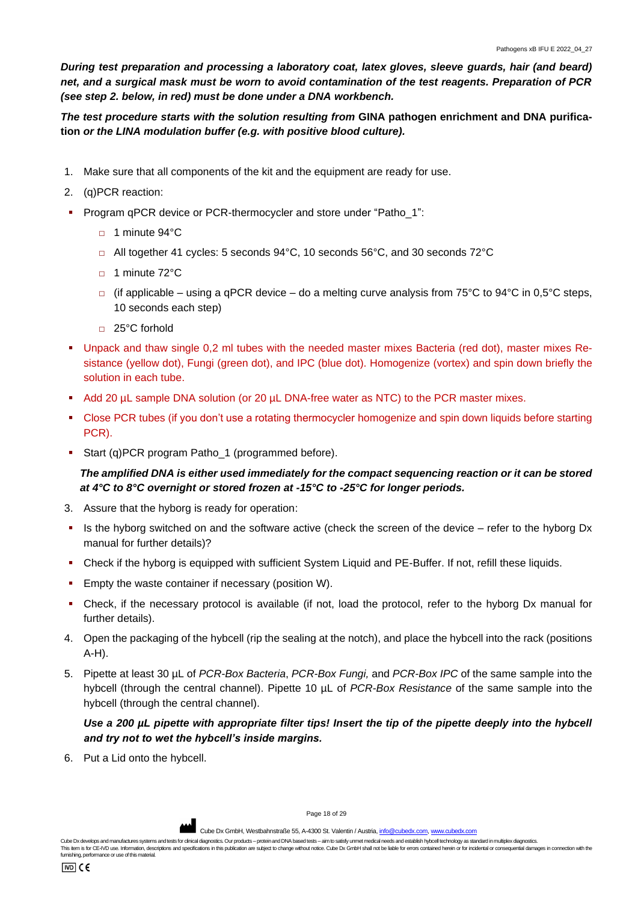***During test preparation and processing a laboratory coat, latex gloves, sleeve guards, hair (and beard) net, and a surgical mask must be worn to avoid contamination of the test reagents. Preparation of PCR (see step 2. below, in red) must be done under a DNA workbench.***

***The test procedure starts with the solution resulting from* GINA pathogen enrichment and DNA purification *or the LINA modulation buffer (e.g. with positive blood culture).***

1. Make sure that all components of the kit and the equipment are ready for use.
2. (q)PCR reaction:
   - Program qPCR device or PCR-thermocycler and store under "Patho_1":
     - 1 minute 94°C
     - All together 41 cycles: 5 seconds 94°C, 10 seconds 56°C, and 30 seconds 72°C
     - 1 minute 72°C
     - (if applicable – using a qPCR device – do a melting curve analysis from 75°C to 94°C in 0,5°C steps, 10 seconds each step)
     - 25°C forhold
   - Unpack and thaw single 0,2 ml tubes with the needed master mixes Bacteria (red dot), master mixes Resistance (yellow dot), Fungi (green dot), and IPC (blue dot). Homogenize (vortex) and spin down briefly the solution in each tube.
   - Add 20 µL sample DNA solution (or 20 µL DNA-free water as NTC) to the PCR master mixes.
   - Close PCR tubes (if you don't use a rotating thermocycler homogenize and spin down liquids before starting PCR).
   - Start (q)PCR program Patho_1 (programmed before).

   ***The amplified DNA is either used immediately for the compact sequencing reaction or it can be stored at 4°C to 8°C overnight or stored frozen at -15°C to -25°C for longer periods.***

3. Assure that the hyborg is ready for operation:
   - Is the hyborg switched on and the software active (check the screen of the device – refer to the hyborg Dx manual for further details)?
   - Check if the hyborg is equipped with sufficient System Liquid and PE-Buffer. If not, refill these liquids.
   - Empty the waste container if necessary (position W).
   - Check, if the necessary protocol is available (if not, load the protocol, refer to the hyborg Dx manual for further details).
4. Open the packaging of the hybcell (rip the sealing at the notch), and place the hybcell into the rack (positions A-H).
5. Pipette at least 30 µL of *PCR-Box Bacteria*, *PCR-Box Fungi,* and *PCR-Box IPC* of the same sample into the hybcell (through the central channel). Pipette 10 µL of *PCR-Box Resistance* of the same sample into the hybcell (through the central channel).

   ***Use a 200 µL pipette with appropriate filter tips! Insert the tip of the pipette deeply into the hybcell and try not to wet the hybcell's inside margins.***

6. Put a Lid onto the hybcell.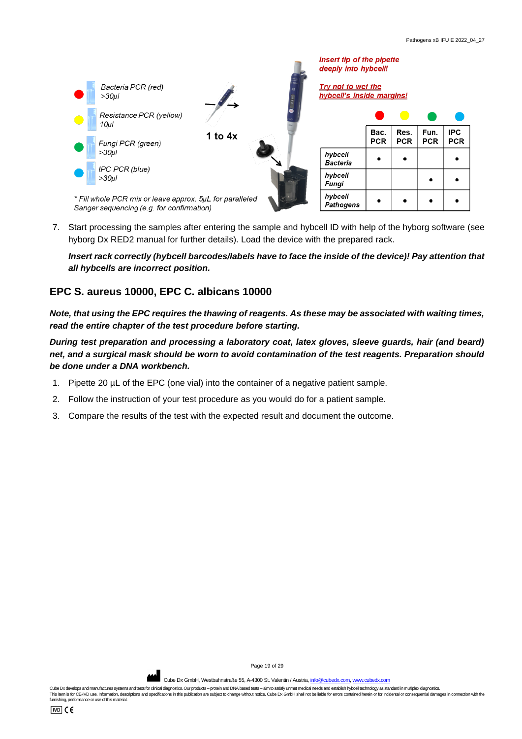*Bacteria PCR (red)*
*>30µl*

*Resistance PCR (yellow)*
*10µl*

*Fungi PCR (green)*
*>30µl*

*IPC PCR (blue)*
*>30µl*

**1 to 4x**

***Insert tip of the pipette deeply into hybcell!***

***Try not to wet the hybcell's inside margins!***

| | Bac. PCR | Res. PCR | Fun. PCR | IPC PCR |
|---|---|---|---|---|
| ***hybcell Bacteria*** | • | • | | • |
| ***hybcell Fungi*** | | | • | • |
| ***hybcell Pathogens*** | • | • | • | • |

** Fill whole PCR mix or leave approx. 5µL for paralleled Sanger sequencing (e.g. for confirmation)*

7. Start processing the samples after entering the sample and hybcell ID with help of the hyborg software (see hyborg Dx RED2 manual for further details). Load the device with the prepared rack.

   ***Insert rack correctly (hybcell barcodes/labels have to face the inside of the device)! Pay attention that all hybcells are incorrect position.***

## EPC S. aureus 10000, EPC C. albicans 10000

***Note, that using the EPC requires the thawing of reagents. As these may be associated with waiting times, read the entire chapter of the test procedure before starting.***

***During test preparation and processing a laboratory coat, latex gloves, sleeve guards, hair (and beard) net, and a surgical mask should be worn to avoid contamination of the test reagents. Preparation should be done under a DNA workbench.***

1. Pipette 20 µL of the EPC (one vial) into the container of a negative patient sample.
2. Follow the instruction of your test procedure as you would do for a patient sample.
3. Compare the results of the test with the expected result and document the outcome.

Cube Dx GmbH, Westbahnstraße 55, A-4300 St. Valentin / Austria, info@cubedx.com, www.cubedx.com

Cube Dx develops and manufactures systems and tests for clinical diagnostics. Our products – protein and DNA based tests – aim to satisfy unmet medical needs and establish hybcell technology as standard in multiplex diagnostics.
This item is for CE-IVD use. Information, descriptions and specifications in this publication are subject to change without notice. Cube Dx GmbH shall not be liable for errors contained herein or for incidental or consequential damages in connection with the furnishing, performance or use of this material.

IVD CE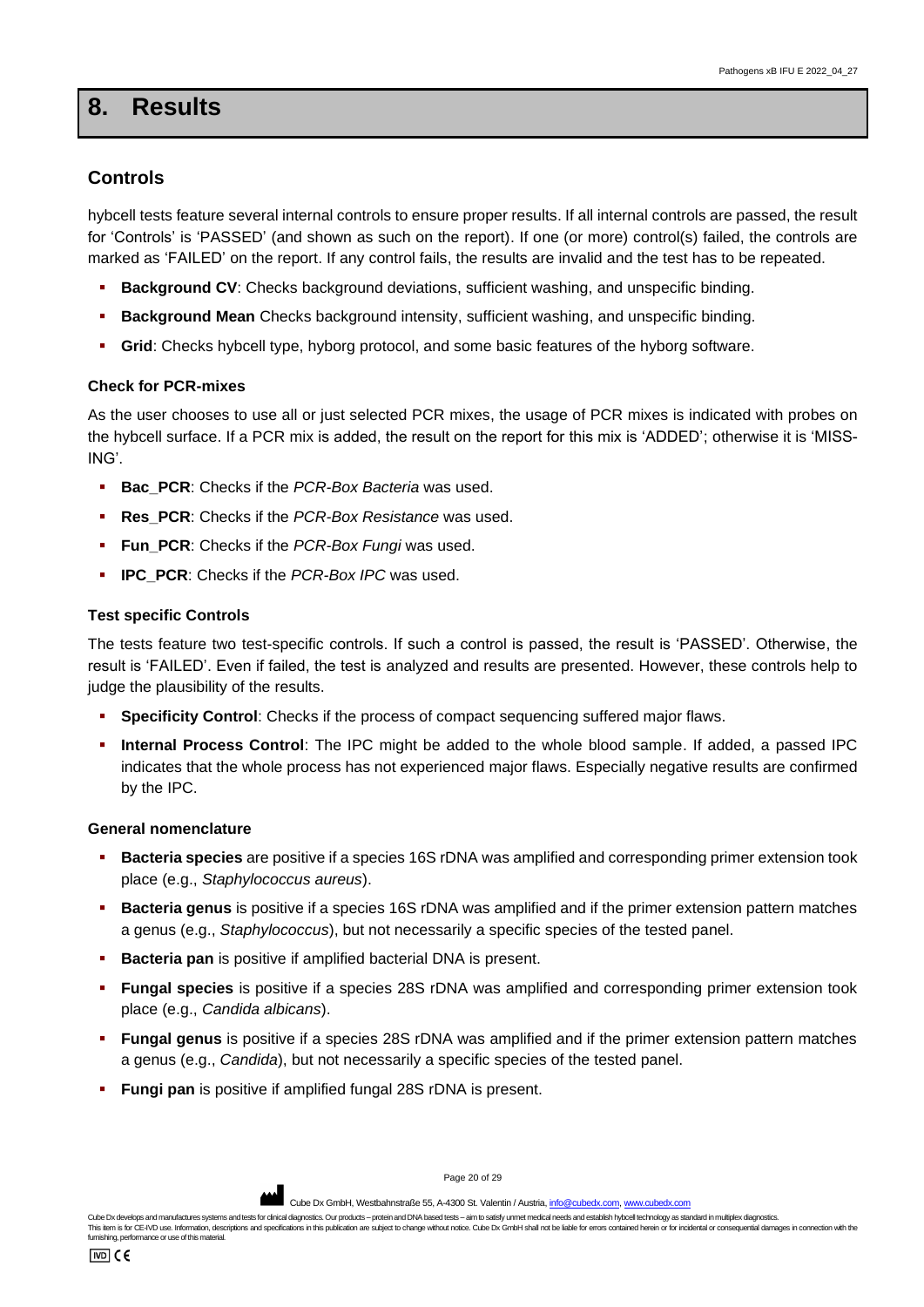# 8. Results

## Controls

hybcell tests feature several internal controls to ensure proper results. If all internal controls are passed, the result for 'Controls' is 'PASSED' (and shown as such on the report). If one (or more) control(s) failed, the controls are marked as 'FAILED' on the report. If any control fails, the results are invalid and the test has to be repeated.

- **Background CV**: Checks background deviations, sufficient washing, and unspecific binding.
- **Background Mean** Checks background intensity, sufficient washing, and unspecific binding.
- **Grid**: Checks hybcell type, hyborg protocol, and some basic features of the hyborg software.

### Check for PCR-mixes

As the user chooses to use all or just selected PCR mixes, the usage of PCR mixes is indicated with probes on the hybcell surface. If a PCR mix is added, the result on the report for this mix is 'ADDED'; otherwise it is 'MISSING'.

- **Bac_PCR**: Checks if the *PCR-Box Bacteria* was used.
- **Res_PCR**: Checks if the *PCR-Box Resistance* was used.
- **Fun_PCR**: Checks if the *PCR-Box Fungi* was used.
- **IPC_PCR**: Checks if the *PCR-Box IPC* was used.

### Test specific Controls

The tests feature two test-specific controls. If such a control is passed, the result is 'PASSED'. Otherwise, the result is 'FAILED'. Even if failed, the test is analyzed and results are presented. However, these controls help to judge the plausibility of the results.

- **Specificity Control**: Checks if the process of compact sequencing suffered major flaws.
- **Internal Process Control**: The IPC might be added to the whole blood sample. If added, a passed IPC indicates that the whole process has not experienced major flaws. Especially negative results are confirmed by the IPC.

### General nomenclature

- **Bacteria species** are positive if a species 16S rDNA was amplified and corresponding primer extension took place (e.g., *Staphylococcus aureus*).
- **Bacteria genus** is positive if a species 16S rDNA was amplified and if the primer extension pattern matches a genus (e.g., *Staphylococcus*), but not necessarily a specific species of the tested panel.
- **Bacteria pan** is positive if amplified bacterial DNA is present.
- **Fungal species** is positive if a species 28S rDNA was amplified and corresponding primer extension took place (e.g., *Candida albicans*).
- **Fungal genus** is positive if a species 28S rDNA was amplified and if the primer extension pattern matches a genus (e.g., *Candida*), but not necessarily a specific species of the tested panel.
- **Fungi pan** is positive if amplified fungal 28S rDNA is present.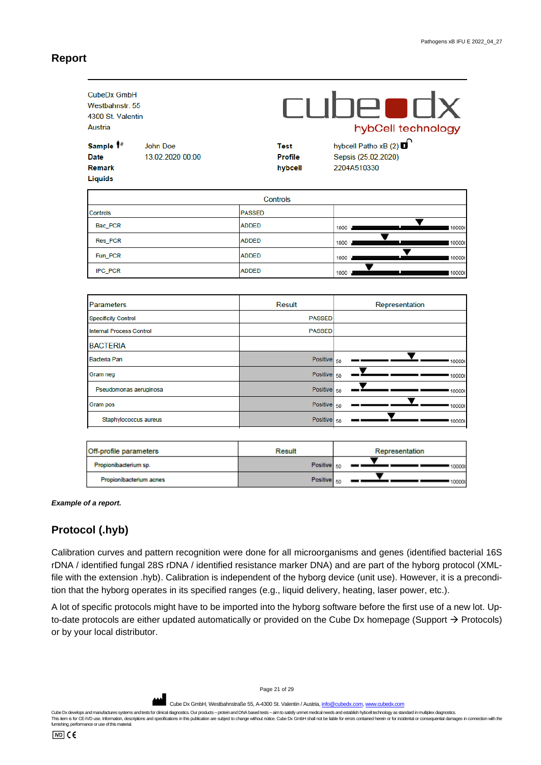## Report

CubeDx GmbH
Westbahnstr. 55
4300 St. Valentin
Austria

cube dx
hybCell technology

| | | | |
|---|---|---|---|
| **Sample** | John Doe | **Test** | hybcell Patho xB (2) |
| **Date** | 13.02.2020 00:00 | **Profile** | Sepsis (25.02.2020) |
| **Remark** | | **hybcell** | 2204A510330 |
| **Liquids** | | | |

| Controls | | |
|---|---|---|
| Controls | PASSED | |
| Bac_PCR | ADDED | 1000 — 100000 |
| Res_PCR | ADDED | 1000 — 100000 |
| Fun_PCR | ADDED | 1000 — 100000 |
| IPC_PCR | ADDED | 1000 — 100000 |

| Parameters | Result | Representation |
|---|---|---|
| Specificity Control | PASSED | |
| Internal Process Control | PASSED | |
| BACTERIA | | |
| Bacteria Pan | Positive | 50 — 100000 |
| Gram neg | Positive | 50 — 100000 |
| Pseudomonas aeruginosa | Positive | 50 — 100000 |
| Gram pos | Positive | 50 — 100000 |
| Staphylococcus aureus | Positive | 50 — 100000 |

| Off-profile parameters | Result | Representation |
|---|---|---|
| Propionibacterium sp. | Positive | 50 — 100000 |
| Propionibacterium acnes | Positive | 50 — 100000 |

***Example of a report.***

## Protocol (.hyb)

Calibration curves and pattern recognition were done for all microorganisms and genes (identified bacterial 16S rDNA / identified fungal 28S rDNA / identified resistance marker DNA) and are part of the hyborg protocol (XML-file with the extension .hyb). Calibration is independent of the hyborg device (unit use). However, it is a precondition that the hyborg operates in its specified ranges (e.g., liquid delivery, heating, laser power, etc.).

A lot of specific protocols might have to be imported into the hyborg software before the first use of a new lot. Up-to-date protocols are either updated automatically or provided on the Cube Dx homepage (Support → Protocols) or by your local distributor.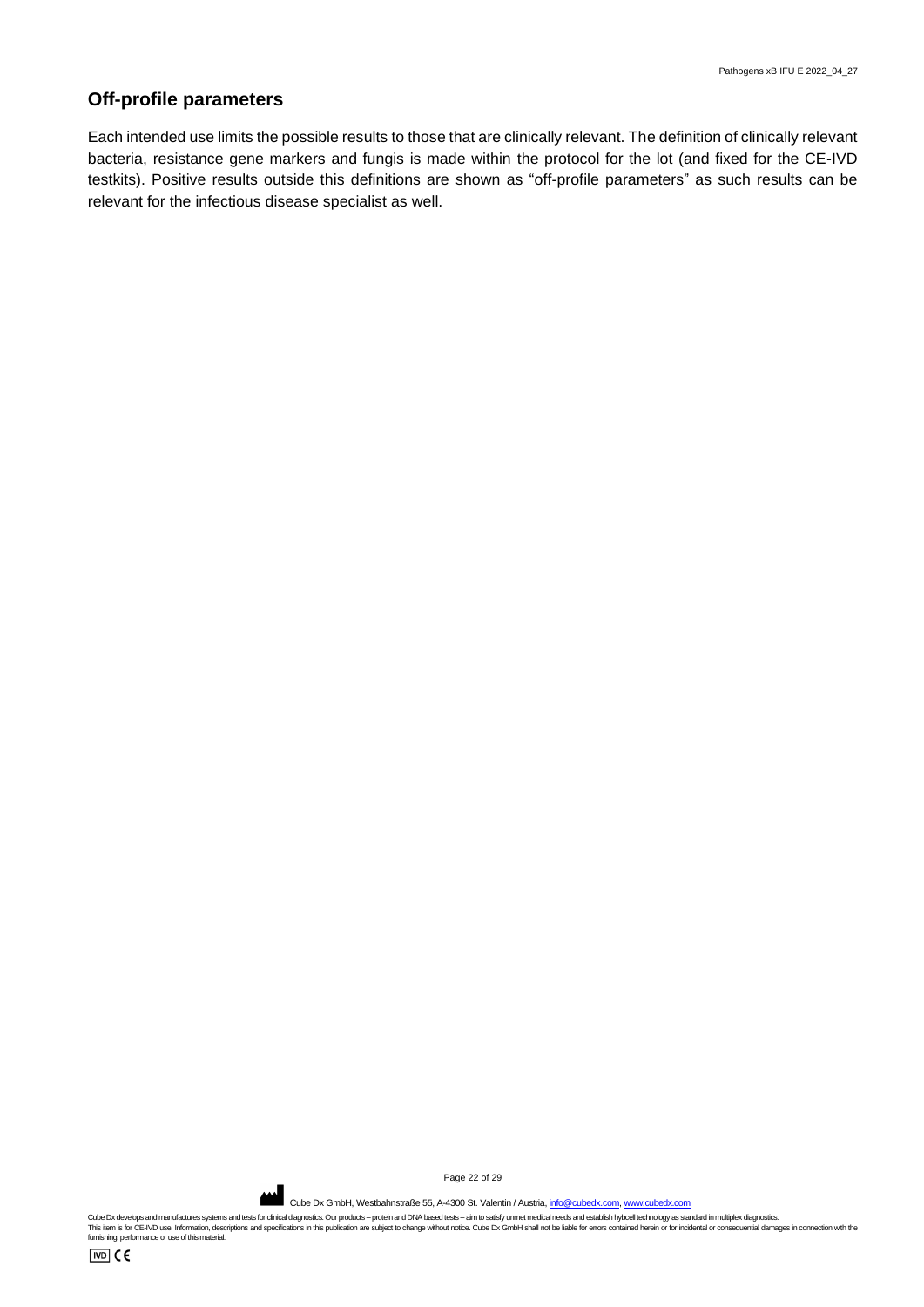## Off-profile parameters

Each intended use limits the possible results to those that are clinically relevant. The definition of clinically relevant bacteria, resistance gene markers and fungis is made within the protocol for the lot (and fixed for the CE-IVD testkits). Positive results outside this definitions are shown as "off-profile parameters" as such results can be relevant for the infectious disease specialist as well.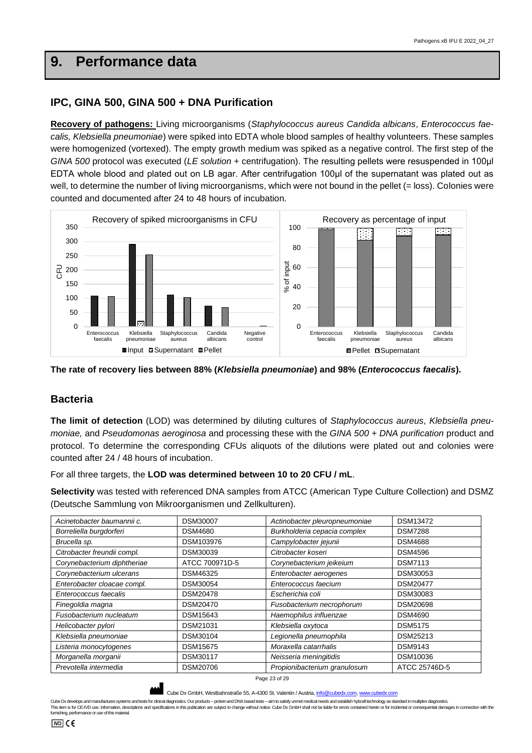# 9. Performance data

## IPC, GINA 500, GINA 500 + DNA Purification

**Recovery of pathogens:** Living microorganisms (*Staphylococcus aureus Candida albicans*, *Enterococcus faecalis, Klebsiella pneumoniae*) were spiked into EDTA whole blood samples of healthy volunteers. These samples were homogenized (vortexed). The empty growth medium was spiked as a negative control. The first step of the *GINA 500* protocol was executed (*LE solution* + centrifugation). The resulting pellets were resuspended in 100µl EDTA whole blood and plated out on LB agar. After centrifugation 100µl of the supernatant was plated out as well, to determine the number of living microorganisms, which were not bound in the pellet (= loss). Colonies were counted and documented after 24 to 48 hours of incubation.

**The rate of recovery lies between 88% (*Klebsiella pneumoniae*) and 98% (*Enterococcus faecalis*).**

## Bacteria

**The limit of detection** (LOD) was determined by diluting cultures of *Staphylococcus aureus*, *Klebsiella pneumoniae,* and *Pseudomonas aeroginosa* and processing these with the *GINA 500 + DNA purification* product and protocol. To determine the corresponding CFUs aliquots of the dilutions were plated out and colonies were counted after 24 / 48 hours of incubation.

For all three targets, the **LOD was determined between 10 to 20 CFU / mL**.

**Selectivity** was tested with referenced DNA samples from ATCC (American Type Culture Collection) and DSMZ (Deutsche Sammlung von Mikroorganismen und Zellkulturen).

| | | | |
|---|---|---|---|
| *Acinetobacter baumannii c.* | DSM30007 | *Actinobacter pleuropneumoniae* | DSM13472 |
| *Borreliella burgdorferi* | DSM4680 | *Burkholderia cepacia complex* | DSM7288 |
| *Brucella sp.* | DSM103976 | *Campylobacter jejunii* | DSM4688 |
| *Citrobacter freundii compl.* | DSM30039 | *Citrobacter koseri* | DSM4596 |
| *Corynebacterium diphtheriae* | ATCC 700971D-5 | *Corynebacterium jeikeium* | DSM7113 |
| *Corynebacterium ulcerans* | DSM46325 | *Enterobacter aerogenes* | DSM30053 |
| *Enterobacter cloacae compl.* | DSM30054 | *Enterococcus faecium* | DSM20477 |
| *Enterococcus faecalis* | DSM20478 | *Escherichia coli* | DSM30083 |
| *Finegoldia magna* | DSM20470 | *Fusobacterium necrophorum* | DSM20698 |
| *Fusobacterium nucleatum* | DSM15643 | *Haemophilus influenzae* | DSM4690 |
| *Helicobacter pylori* | DSM21031 | *Klebsiella oxytoca* | DSM5175 |
| *Klebsiella pneumoniae* | DSM30104 | *Legionella pneumophila* | DSM25213 |
| *Listeria monocytogenes* | DSM15675 | *Moraxella catarrhalis* | DSM9143 |
| *Morganella morganii* | DSM30117 | *Neisseria meningitidis* | DSM10036 |
| *Prevotella intermedia* | DSM20706 | *Propionibacterium granulosum* | ATCC 25746D-5 |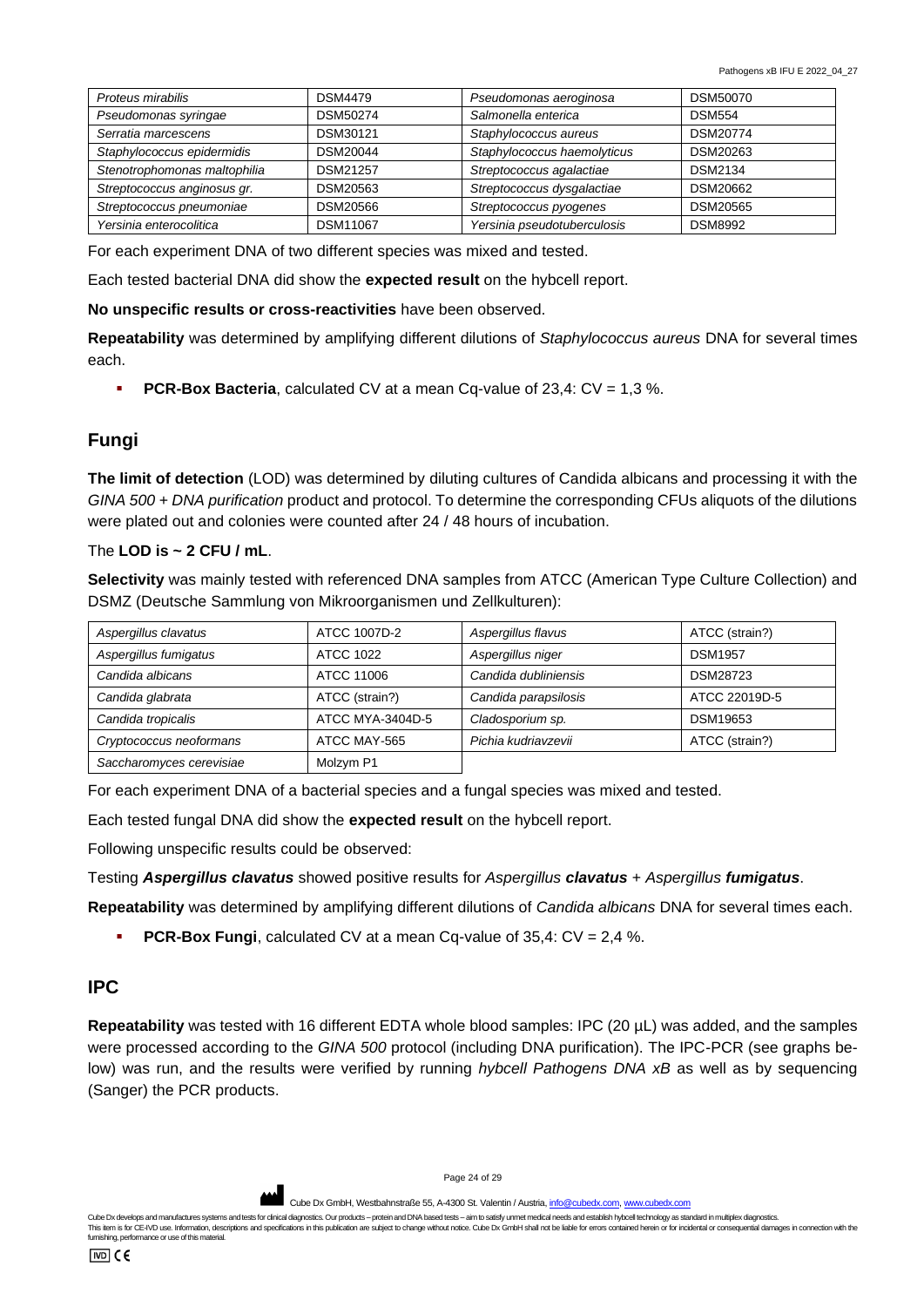| *Proteus mirabilis* | DSM4479 | *Pseudomonas aeroginosa* | DSM50070 |
|---|---|---|---|
| *Pseudomonas syringae* | DSM50274 | *Salmonella enterica* | DSM554 |
| *Serratia marcescens* | DSM30121 | *Staphylococcus aureus* | DSM20774 |
| *Staphylococcus epidermidis* | DSM20044 | *Staphylococcus haemolyticus* | DSM20263 |
| *Stenotrophomonas maltophilia* | DSM21257 | *Streptococcus agalactiae* | DSM2134 |
| *Streptococcus anginosus gr.* | DSM20563 | *Streptococcus dysgalactiae* | DSM20662 |
| *Streptococcus pneumoniae* | DSM20566 | *Streptococcus pyogenes* | DSM20565 |
| *Yersinia enterocolitica* | DSM11067 | *Yersinia pseudotuberculosis* | DSM8992 |

For each experiment DNA of two different species was mixed and tested.

Each tested bacterial DNA did show the **expected result** on the hybcell report.

**No unspecific results or cross-reactivities** have been observed.

**Repeatability** was determined by amplifying different dilutions of *Staphylococcus aureus* DNA for several times each.

- **PCR-Box Bacteria**, calculated CV at a mean Cq-value of 23,4: CV = 1,3 %.

## Fungi

**The limit of detection** (LOD) was determined by diluting cultures of Candida albicans and processing it with the *GINA 500 + DNA purification* product and protocol. To determine the corresponding CFUs aliquots of the dilutions were plated out and colonies were counted after 24 / 48 hours of incubation.

The **LOD is ~ 2 CFU / mL**.

**Selectivity** was mainly tested with referenced DNA samples from ATCC (American Type Culture Collection) and DSMZ (Deutsche Sammlung von Mikroorganismen und Zellkulturen):

| *Aspergillus clavatus* | ATCC 1007D-2 | *Aspergillus flavus* | ATCC (strain?) |
|---|---|---|---|
| *Aspergillus fumigatus* | ATCC 1022 | *Aspergillus niger* | DSM1957 |
| *Candida albicans* | ATCC 11006 | *Candida dubliniensis* | DSM28723 |
| *Candida glabrata* | ATCC (strain?) | *Candida parapsilosis* | ATCC 22019D-5 |
| *Candida tropicalis* | ATCC MYA-3404D-5 | *Cladosporium sp.* | DSM19653 |
| *Cryptococcus neoformans* | ATCC MAY-565 | *Pichia kudriavzevii* | ATCC (strain?) |
| *Saccharomyces cerevisiae* | Molzym P1 | | |

For each experiment DNA of a bacterial species and a fungal species was mixed and tested.

Each tested fungal DNA did show the **expected result** on the hybcell report.

Following unspecific results could be observed:

Testing ***Aspergillus clavatus*** showed positive results for *Aspergillus* ***clavatus*** + *Aspergillus* ***fumigatus***.

**Repeatability** was determined by amplifying different dilutions of *Candida albicans* DNA for several times each.

- **PCR-Box Fungi**, calculated CV at a mean Cq-value of 35,4: CV = 2,4 %.

## IPC

**Repeatability** was tested with 16 different EDTA whole blood samples: IPC (20 µL) was added, and the samples were processed according to the *GINA 500* protocol (including DNA purification). The IPC-PCR (see graphs below) was run, and the results were verified by running *hybcell Pathogens DNA xB* as well as by sequencing (Sanger) the PCR products.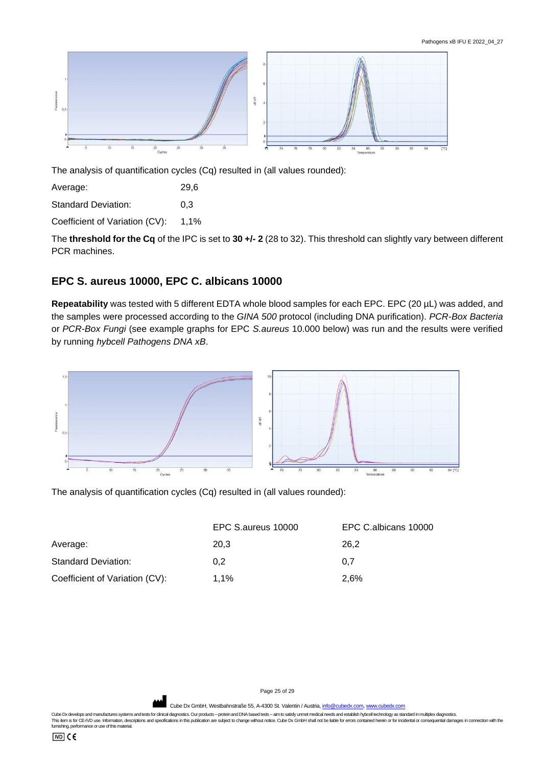The analysis of quantification cycles (Cq) resulted in (all values rounded):

| | |
|---|---|
| Average: | 29,6 |
| Standard Deviation: | 0,3 |
| Coefficient of Variation (CV): | 1,1% |

The **threshold for the Cq** of the IPC is set to **30 +/- 2** (28 to 32). This threshold can slightly vary between different PCR machines.

## EPC S. aureus 10000, EPC C. albicans 10000

**Repeatability** was tested with 5 different EDTA whole blood samples for each EPC. EPC (20 µL) was added, and the samples were processed according to the *GINA 500* protocol (including DNA purification). *PCR-Box Bacteria* or *PCR-Box Fungi* (see example graphs for EPC *S.aureus* 10.000 below) was run and the results were verified by running *hybcell Pathogens DNA xB*.

The analysis of quantification cycles (Cq) resulted in (all values rounded):

| | EPC S.aureus 10000 | EPC C.albicans 10000 |
|---|---|---|
| Average: | 20,3 | 26,2 |
| Standard Deviation: | 0,2 | 0,7 |
| Coefficient of Variation (CV): | 1,1% | 2,6% |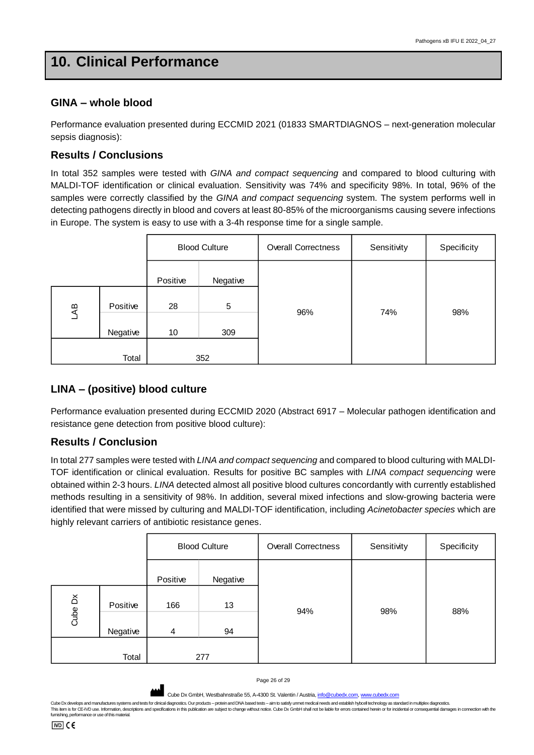// Page header omitted

# 10. Clinical Performance

## GINA – whole blood

Performance evaluation presented during ECCMID 2021 (01833 SMARTDIAGNOS – next-generation molecular sepsis diagnosis):

## Results / Conclusions

In total 352 samples were tested with *GINA and compact sequencing* and compared to blood culturing with MALDI-TOF identification or clinical evaluation. Sensitivity was 74% and specificity 98%. In total, 96% of the samples were correctly classified by the *GINA and compact sequencing* system. The system performs well in detecting pathogens directly in blood and covers at least 80-85% of the microorganisms causing severe infections in Europe. The system is easy to use with a 3-4h response time for a single sample.

| | | Blood Culture | | Overall Correctness | Sensitivity | Specificity |
|---|---|---|---|---|---|---|
| | | Positive | Negative | | | |
| LAB | Positive | 28 | 5 | 96% | 74% | 98% |
| | Negative | 10 | 309 | | | |
| | Total | 352 | | | | |

## LINA – (positive) blood culture

Performance evaluation presented during ECCMID 2020 (Abstract 6917 – Molecular pathogen identification and resistance gene detection from positive blood culture):

## Results / Conclusion

In total 277 samples were tested with *LINA and compact sequencing* and compared to blood culturing with MALDI-TOF identification or clinical evaluation. Results for positive BC samples with *LINA compact sequencing* were obtained within 2-3 hours. *LINA* detected almost all positive blood cultures concordantly with currently established methods resulting in a sensitivity of 98%. In addition, several mixed infections and slow-growing bacteria were identified that were missed by culturing and MALDI-TOF identification, including *Acinetobacter species* which are highly relevant carriers of antibiotic resistance genes.

| | | Blood Culture | | Overall Correctness | Sensitivity | Specificity |
|---|---|---|---|---|---|---|
| | | Positive | Negative | | | |
| Cube Dx | Positive | 166 | 13 | 94% | 98% | 88% |
| | Negative | 4 | 94 | | | |
| | Total | 277 | | | | |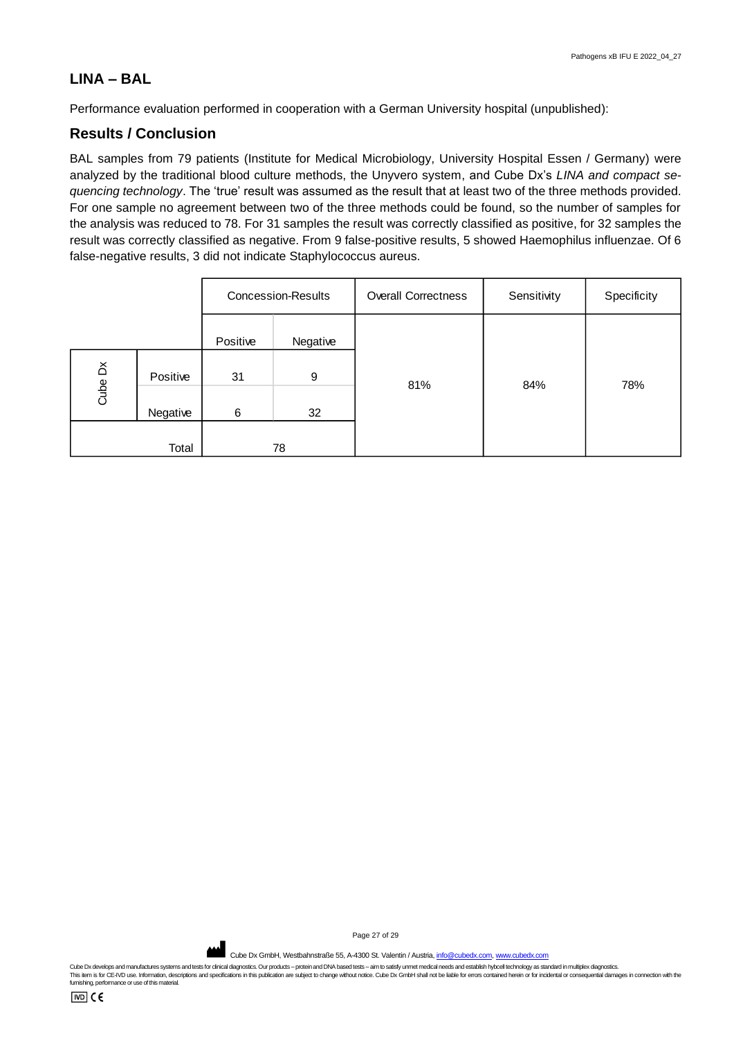## LINA – BAL

Performance evaluation performed in cooperation with a German University hospital (unpublished):

## Results / Conclusion

BAL samples from 79 patients (Institute for Medical Microbiology, University Hospital Essen / Germany) were analyzed by the traditional blood culture methods, the Unyvero system, and Cube Dx's *LINA and compact sequencing technology*. The 'true' result was assumed as the result that at least two of the three methods provided. For one sample no agreement between two of the three methods could be found, so the number of samples for the analysis was reduced to 78. For 31 samples the result was correctly classified as positive, for 32 samples the result was correctly classified as negative. From 9 false-positive results, 5 showed Haemophilus influenzae. Of 6 false-negative results, 3 did not indicate Staphylococcus aureus.

| | | Concession-Results | | Overall Correctness | Sensitivity | Specificity |
|---|---|---|---|---|---|---|
| | | Positive | Negative | | | |
| Cube Dx | Positive | 31 | 9 | 81% | 84% | 78% |
| | Negative | 6 | 32 | | | |
| | Total | 78 | | | | |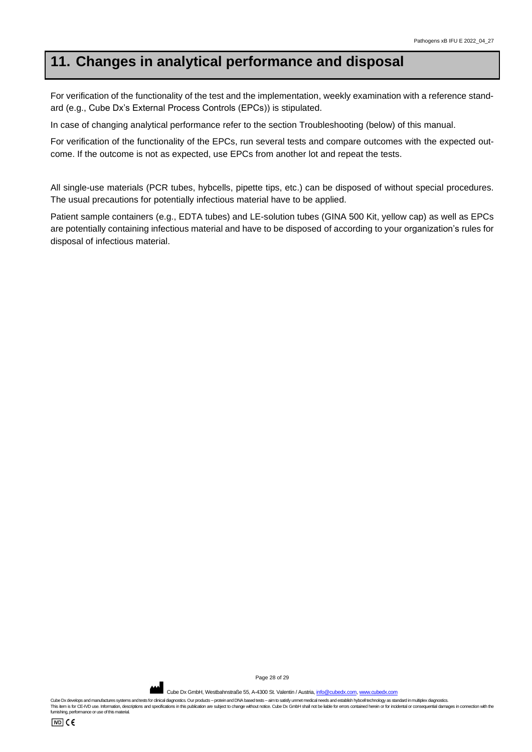# 11. Changes in analytical performance and disposal

For verification of the functionality of the test and the implementation, weekly examination with a reference standard (e.g., Cube Dx's External Process Controls (EPCs)) is stipulated.

In case of changing analytical performance refer to the section Troubleshooting (below) of this manual.

For verification of the functionality of the EPCs, run several tests and compare outcomes with the expected outcome. If the outcome is not as expected, use EPCs from another lot and repeat the tests.

All single-use materials (PCR tubes, hybcells, pipette tips, etc.) can be disposed of without special procedures. The usual precautions for potentially infectious material have to be applied.

Patient sample containers (e.g., EDTA tubes) and LE-solution tubes (GINA 500 Kit, yellow cap) as well as EPCs are potentially containing infectious material and have to be disposed of according to your organization's rules for disposal of infectious material.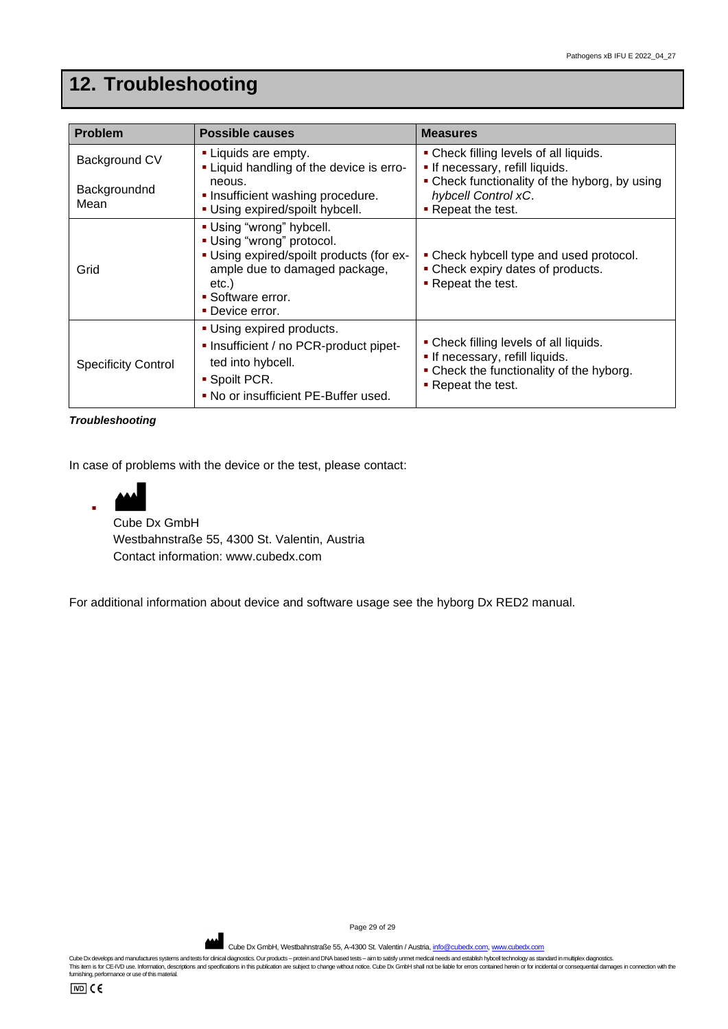# 12. Troubleshooting

| Problem | Possible causes | Measures |
| --- | --- | --- |
| Background CV<br><br>Backgroundnd Mean | ▪ Liquids are empty.<br>▪ Liquid handling of the device is erroneous.<br>▪ Insufficient washing procedure.<br>▪ Using expired/spoilt hybcell. | ▪ Check filling levels of all liquids.<br>▪ If necessary, refill liquids.<br>▪ Check functionality of the hyborg, by using *hybcell Control xC*.<br>▪ Repeat the test. |
| Grid | ▪ Using "wrong" hybcell.<br>▪ Using "wrong" protocol.<br>▪ Using expired/spoilt products (for example due to damaged package, etc.)<br>▪ Software error.<br>▪ Device error. | ▪ Check hybcell type and used protocol.<br>▪ Check expiry dates of products.<br>▪ Repeat the test. |
| Specificity Control | ▪ Using expired products.<br>▪ Insufficient / no PCR-product pipetted into hybcell.<br>▪ Spoilt PCR.<br>▪ No or insufficient PE-Buffer used. | ▪ Check filling levels of all liquids.<br>▪ If necessary, refill liquids.<br>▪ Check the functionality of the hyborg.<br>▪ Repeat the test. |

***Troubleshooting***

In case of problems with the device or the test, please contact:

- Cube Dx GmbH
  Westbahnstraße 55, 4300 St. Valentin, Austria
  Contact information: www.cubedx.com

For additional information about device and software usage see the hyborg Dx RED2 manual.

Cube Dx GmbH, Westbahnstraße 55, A-4300 St. Valentin / Austria, info@cubedx.com, www.cubedx.com

Cube Dx develops and manufactures systems and tests for clinical diagnostics. Our products – protein and DNA based tests – aim to satisfy unmet medical needs and establish hybcell technology as standard in multiplex diagnostics.
This item is for CE-IVD use. Information, descriptions and specifications in this publication are subject to change without notice. Cube Dx GmbH shall not be liable for errors contained herein or for incidental or consequential damages in connection with the furnishing, performance or use of this material.

IVD CE